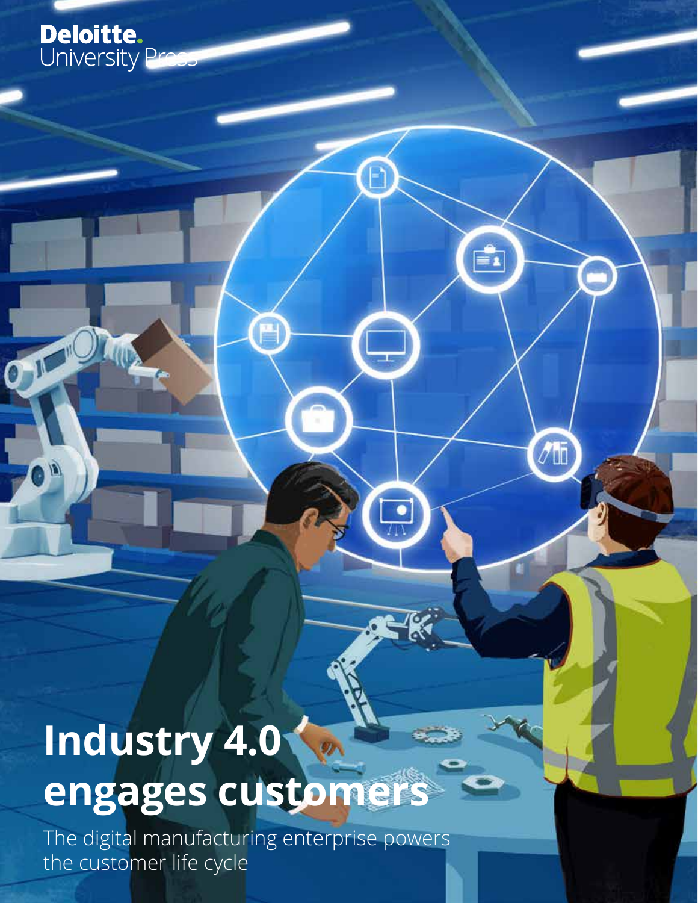Deloitte.
University Press

# Industry 4.0 engages customers

The digital manufacturing enterprise powers the customer life cycle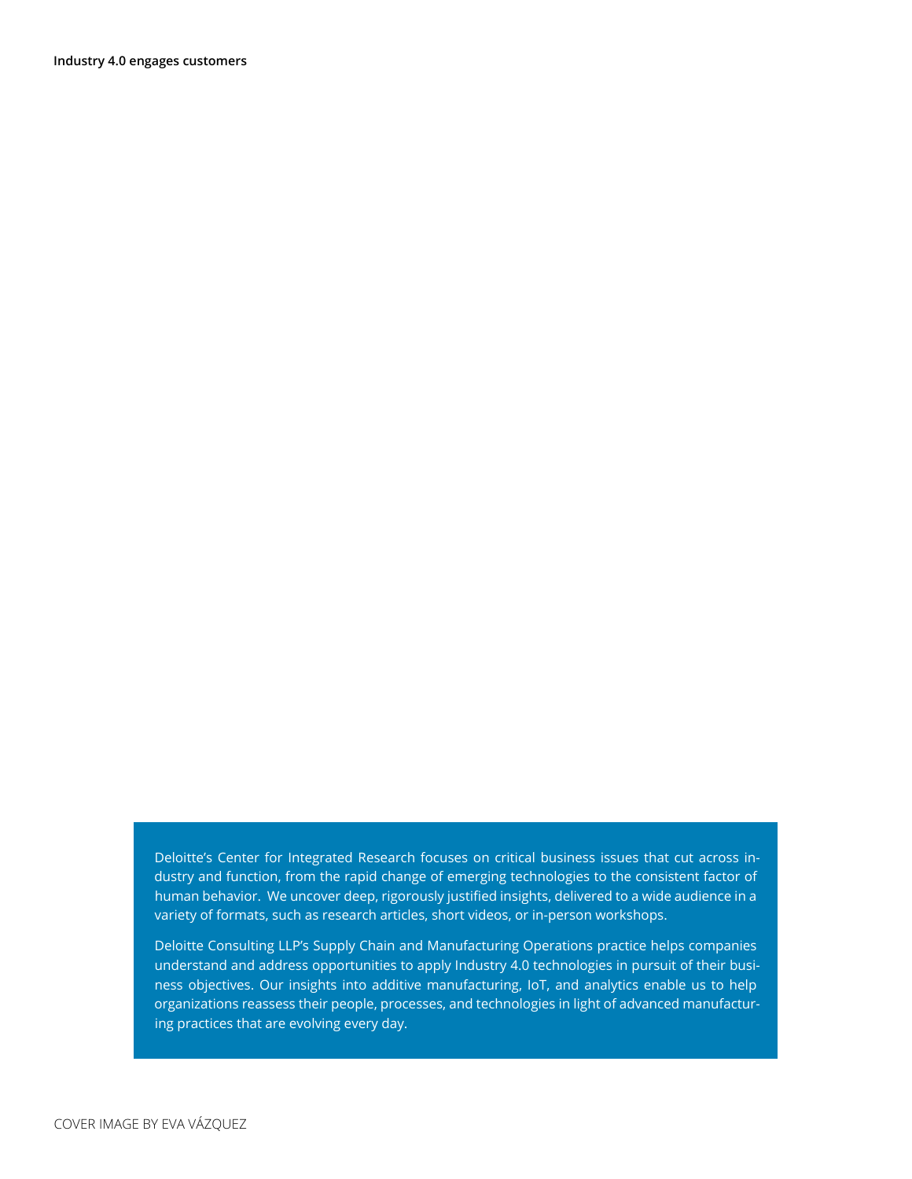Deloitte's Center for Integrated Research focuses on critical business issues that cut across industry and function, from the rapid change of emerging technologies to the consistent factor of human behavior. We uncover deep, rigorously justified insights, delivered to a wide audience in a variety of formats, such as research articles, short videos, or in-person workshops.

Deloitte Consulting LLP's Supply Chain and Manufacturing Operations practice helps companies understand and address opportunities to apply Industry 4.0 technologies in pursuit of their business objectives. Our insights into additive manufacturing, IoT, and analytics enable us to help organizations reassess their people, processes, and technologies in light of advanced manufacturing practices that are evolving every day.

COVER IMAGE BY EVA VÁZQUEZ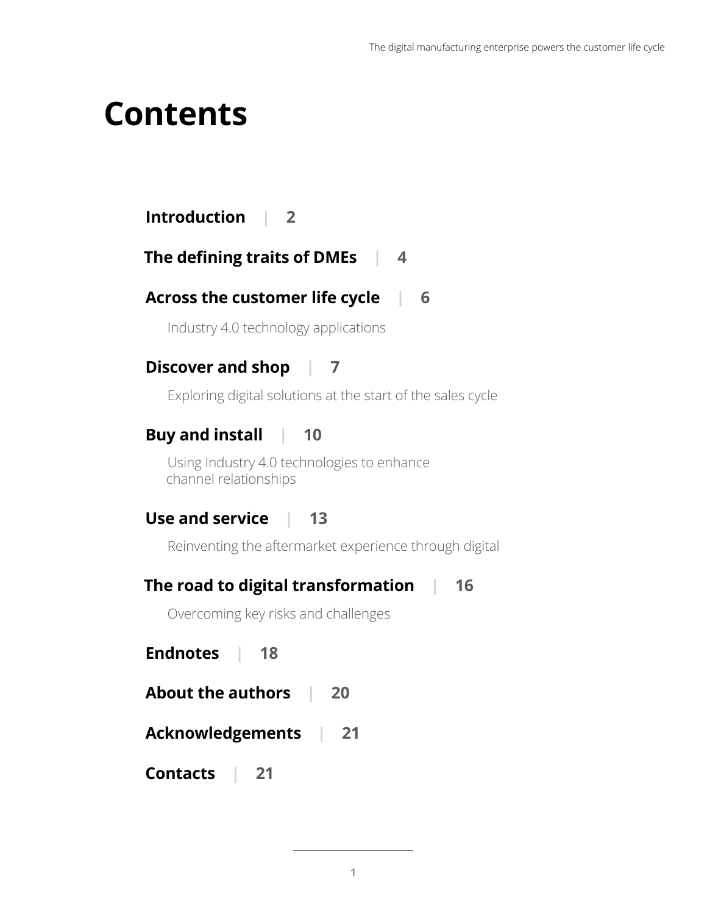# Contents

**Introduction** | **2**

**The defining traits of DMEs** | **4**

**Across the customer life cycle** | **6**

Industry 4.0 technology applications

**Discover and shop** | **7**

Exploring digital solutions at the start of the sales cycle

**Buy and install** | **10**

Using Industry 4.0 technologies to enhance channel relationships

**Use and service** | **13**

Reinventing the aftermarket experience through digital

**The road to digital transformation** | **16**

Overcoming key risks and challenges

**Endnotes** | **18**

**About the authors** | **20**

**Acknowledgements** | **21**

**Contacts** | **21**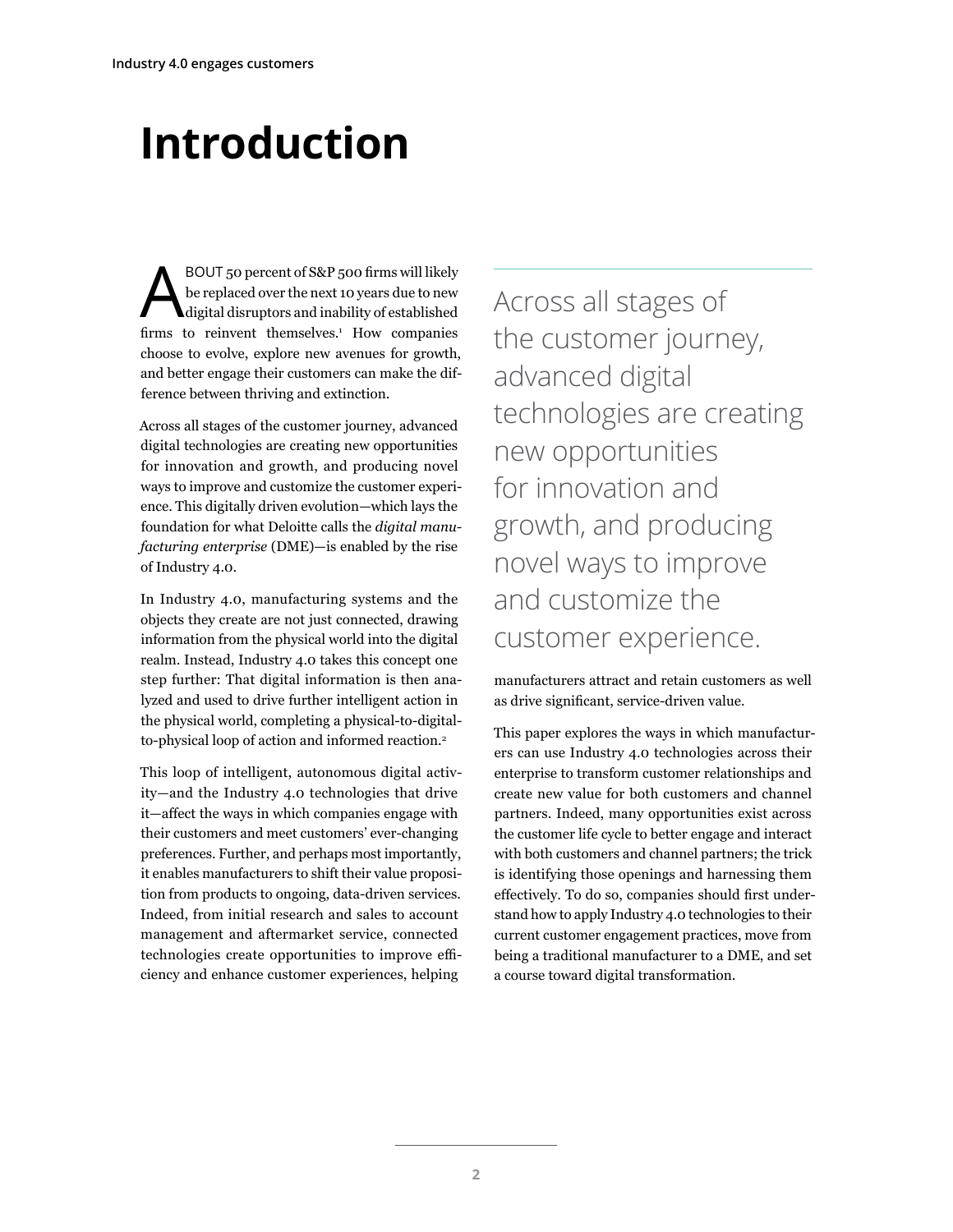# Introduction

ABOUT 50 percent of S&P 500 firms will likely be replaced over the next 10 years due to new digital disruptors and inability of established firms to reinvent themselves.[1] How companies choose to evolve, explore new avenues for growth, and better engage their customers can make the difference between thriving and extinction.

Across all stages of the customer journey, advanced digital technologies are creating new opportunities for innovation and growth, and producing novel ways to improve and customize the customer experience. This digitally driven evolution—which lays the foundation for what Deloitte calls the *digital manufacturing enterprise* (DME)—is enabled by the rise of Industry 4.0.

In Industry 4.0, manufacturing systems and the objects they create are not just connected, drawing information from the physical world into the digital realm. Instead, Industry 4.0 takes this concept one step further: That digital information is then analyzed and used to drive further intelligent action in the physical world, completing a physical-to-digital-to-physical loop of action and informed reaction.[2]

This loop of intelligent, autonomous digital activity—and the Industry 4.0 technologies that drive it—affect the ways in which companies engage with their customers and meet customers' ever-changing preferences. Further, and perhaps most importantly, it enables manufacturers to shift their value proposition from products to ongoing, data-driven services. Indeed, from initial research and sales to account management and aftermarket service, connected technologies create opportunities to improve efficiency and enhance customer experiences, helping manufacturers attract and retain customers as well as drive significant, service-driven value.

> Across all stages of the customer journey, advanced digital technologies are creating new opportunities for innovation and growth, and producing novel ways to improve and customize the customer experience.

This paper explores the ways in which manufacturers can use Industry 4.0 technologies across their enterprise to transform customer relationships and create new value for both customers and channel partners. Indeed, many opportunities exist across the customer life cycle to better engage and interact with both customers and channel partners; the trick is identifying those openings and harnessing them effectively. To do so, companies should first understand how to apply Industry 4.0 technologies to their current customer engagement practices, move from being a traditional manufacturer to a DME, and set a course toward digital transformation.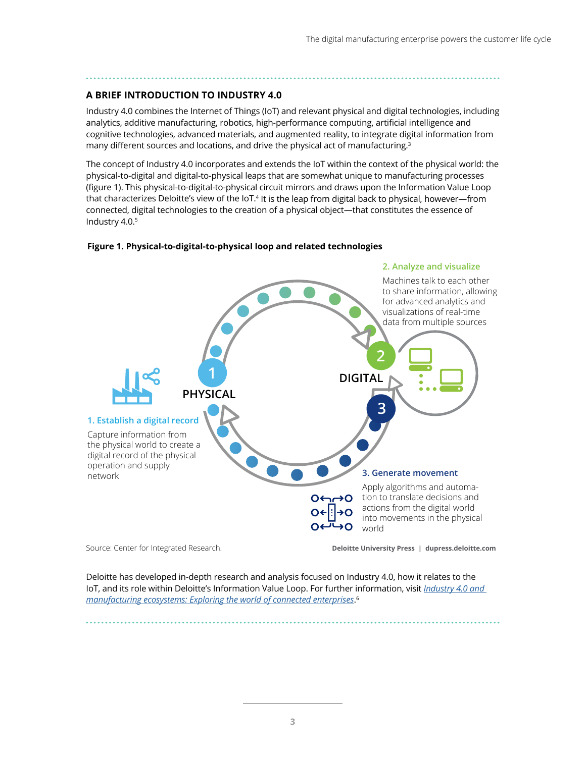## A BRIEF INTRODUCTION TO INDUSTRY 4.0

Industry 4.0 combines the Internet of Things (IoT) and relevant physical and digital technologies, including analytics, additive manufacturing, robotics, high-performance computing, artificial intelligence and cognitive technologies, advanced materials, and augmented reality, to integrate digital information from many different sources and locations, and drive the physical act of manufacturing.[3]

The concept of Industry 4.0 incorporates and extends the IoT within the context of the physical world: the physical-to-digital and digital-to-physical leaps that are somewhat unique to manufacturing processes (figure 1). This physical-to-digital-to-physical circuit mirrors and draws upon the Information Value Loop that characterizes Deloitte's view of the IoT.[4] It is the leap from digital back to physical, however—from connected, digital technologies to the creation of a physical object—that constitutes the essence of Industry 4.0.[5]

**Figure 1. Physical-to-digital-to-physical loop and related technologies**

PHYSICAL

DIGITAL

**1. Establish a digital record**

Capture information from the physical world to create a digital record of the physical operation and supply network

**2. Analyze and visualize**

Machines talk to each other to share information, allowing for advanced analytics and visualizations of real-time data from multiple sources

**3. Generate movement**

Apply algorithms and automation to translate decisions and actions from the digital world into movements in the physical world

Source: Center for Integrated Research.

Deloitte University Press | dupress.deloitte.com

Deloitte has developed in-depth research and analysis focused on Industry 4.0, how it relates to the IoT, and its role within Deloitte's Information Value Loop. For further information, visit *Industry 4.0 and manufacturing ecosystems: Exploring the world of connected enterprises*.[6]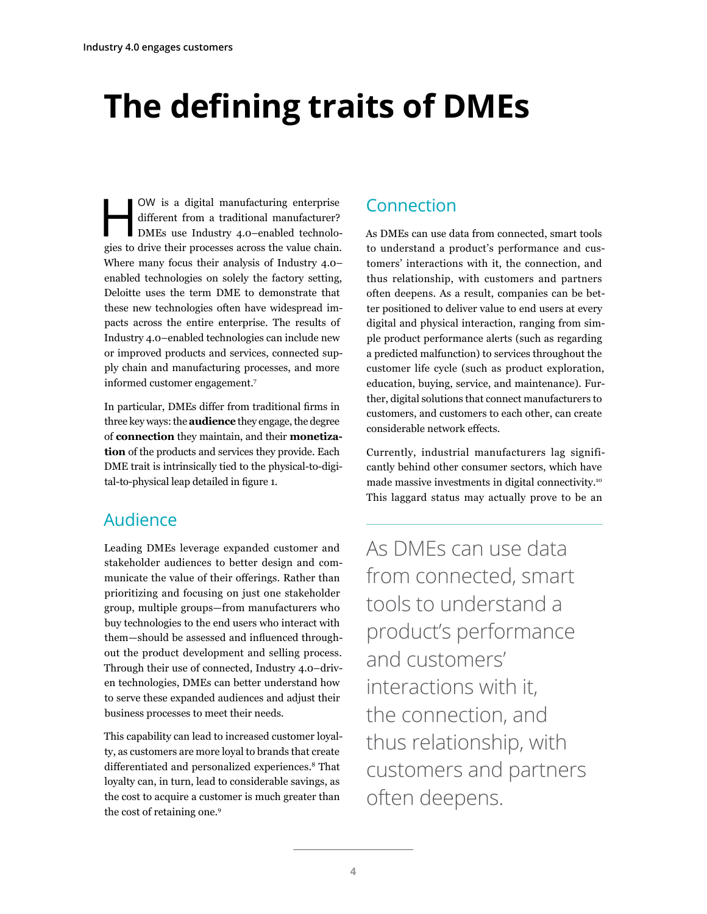# The defining traits of DMEs

HOW is a digital manufacturing enterprise different from a traditional manufacturer? DMEs use Industry 4.0–enabled technologies to drive their processes across the value chain. Where many focus their analysis of Industry 4.0–enabled technologies on solely the factory setting, Deloitte uses the term DME to demonstrate that these new technologies often have widespread impacts across the entire enterprise. The results of Industry 4.0–enabled technologies can include new or improved products and services, connected supply chain and manufacturing processes, and more informed customer engagement.[7]

In particular, DMEs differ from traditional firms in three key ways: the **audience** they engage, the degree of **connection** they maintain, and their **monetization** of the products and services they provide. Each DME trait is intrinsically tied to the physical-to-digital-to-physical leap detailed in figure 1.

## Audience

Leading DMEs leverage expanded customer and stakeholder audiences to better design and communicate the value of their offerings. Rather than prioritizing and focusing on just one stakeholder group, multiple groups—from manufacturers who buy technologies to the end users who interact with them—should be assessed and influenced throughout the product development and selling process. Through their use of connected, Industry 4.0–driven technologies, DMEs can better understand how to serve these expanded audiences and adjust their business processes to meet their needs.

This capability can lead to increased customer loyalty, as customers are more loyal to brands that create differentiated and personalized experiences.[8] That loyalty can, in turn, lead to considerable savings, as the cost to acquire a customer is much greater than the cost of retaining one.[9]

## Connection

As DMEs can use data from connected, smart tools to understand a product's performance and customers' interactions with it, the connection, and thus relationship, with customers and partners often deepens. As a result, companies can be better positioned to deliver value to end users at every digital and physical interaction, ranging from simple product performance alerts (such as regarding a predicted malfunction) to services throughout the customer life cycle (such as product exploration, education, buying, service, and maintenance). Further, digital solutions that connect manufacturers to customers, and customers to each other, can create considerable network effects.

Currently, industrial manufacturers lag significantly behind other consumer sectors, which have made massive investments in digital connectivity.[10] This laggard status may actually prove to be an

As DMEs can use data from connected, smart tools to understand a product's performance and customers' interactions with it, the connection, and thus relationship, with customers and partners often deepens.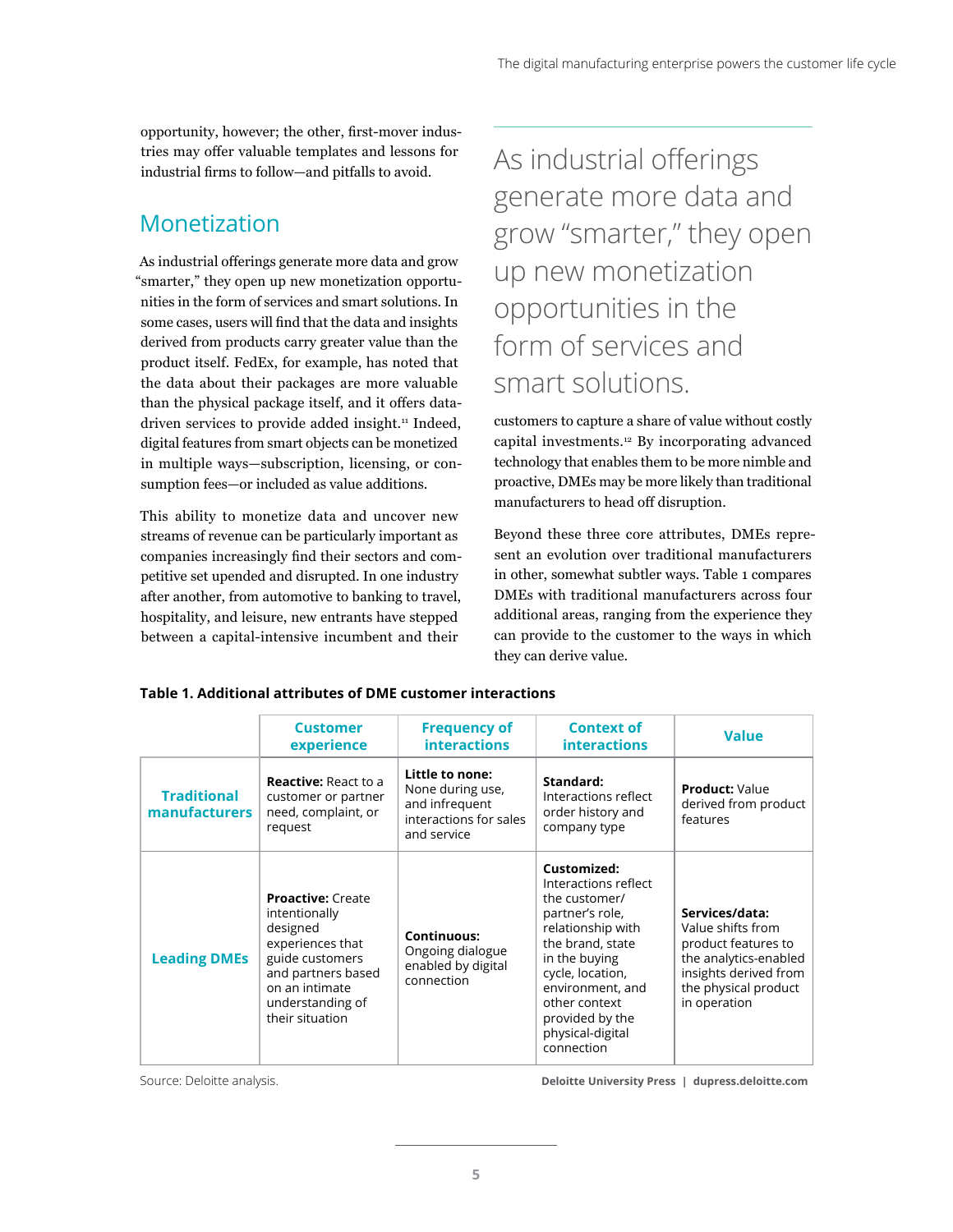opportunity, however; the other, first-mover industries may offer valuable templates and lessons for industrial firms to follow—and pitfalls to avoid.

## Monetization

As industrial offerings generate more data and grow "smarter," they open up new monetization opportunities in the form of services and smart solutions. In some cases, users will find that the data and insights derived from products carry greater value than the product itself. FedEx, for example, has noted that the data about their packages are more valuable than the physical package itself, and it offers data-driven services to provide added insight.[11] Indeed, digital features from smart objects can be monetized in multiple ways—subscription, licensing, or consumption fees—or included as value additions.

This ability to monetize data and uncover new streams of revenue can be particularly important as companies increasingly find their sectors and competitive set upended and disrupted. In one industry after another, from automotive to banking to travel, hospitality, and leisure, new entrants have stepped between a capital-intensive incumbent and their customers to capture a share of value without costly capital investments.[12] By incorporating advanced technology that enables them to be more nimble and proactive, DMEs may be more likely than traditional manufacturers to head off disruption.

> As industrial offerings generate more data and grow "smarter," they open up new monetization opportunities in the form of services and smart solutions.

Beyond these three core attributes, DMEs represent an evolution over traditional manufacturers in other, somewhat subtler ways. Table 1 compares DMEs with traditional manufacturers across four additional areas, ranging from the experience they can provide to the customer to the ways in which they can derive value.

**Table 1. Additional attributes of DME customer interactions**

| | Customer experience | Frequency of interactions | Context of interactions | Value |
|---|---|---|---|---|
| **Traditional manufacturers** | **Reactive:** React to a customer or partner need, complaint, or request | **Little to none:** None during use, and infrequent interactions for sales and service | **Standard:** Interactions reflect order history and company type | **Product:** Value derived from product features |
| **Leading DMEs** | **Proactive:** Create intentionally designed experiences that guide customers and partners based on an intimate understanding of their situation | **Continuous:** Ongoing dialogue enabled by digital connection | **Customized:** Interactions reflect the customer/partner's role, relationship with the brand, state in the buying cycle, location, environment, and other context provided by the physical-digital connection | **Services/data:** Value shifts from product features to the analytics-enabled insights derived from the physical product in operation |

Source: Deloitte analysis.

Deloitte University Press | dupress.deloitte.com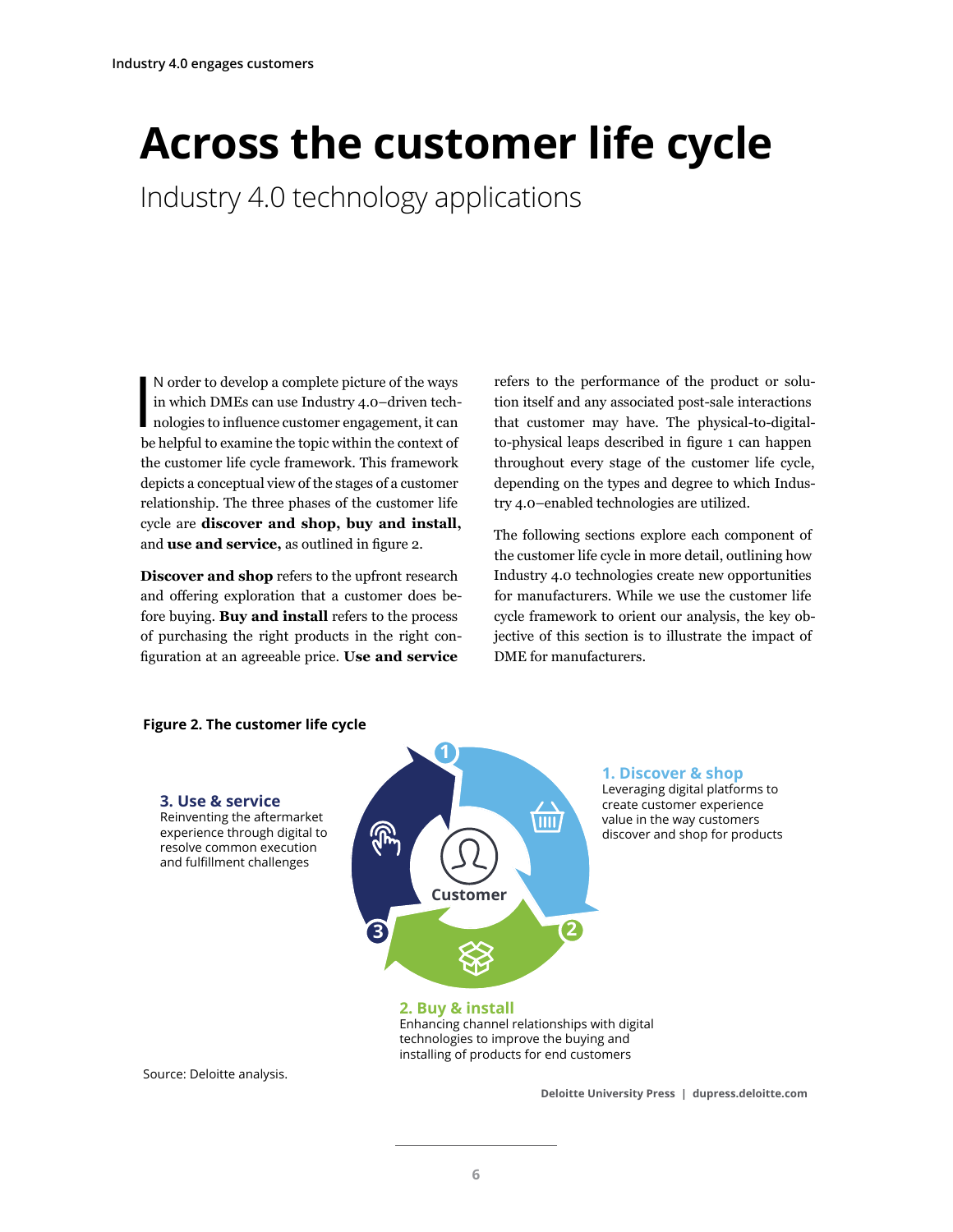# Across the customer life cycle

## Industry 4.0 technology applications

IN order to develop a complete picture of the ways in which DMEs can use Industry 4.0–driven technologies to influence customer engagement, it can be helpful to examine the topic within the context of the customer life cycle framework. This framework depicts a conceptual view of the stages of a customer relationship. The three phases of the customer life cycle are **discover and shop, buy and install,** and **use and service,** as outlined in figure 2.

**Discover and shop** refers to the upfront research and offering exploration that a customer does before buying. **Buy and install** refers to the process of purchasing the right products in the right configuration at an agreeable price. **Use and service** refers to the performance of the product or solution itself and any associated post-sale interactions that customer may have. The physical-to-digital-to-physical leaps described in figure 1 can happen throughout every stage of the customer life cycle, depending on the types and degree to which Industry 4.0–enabled technologies are utilized.

The following sections explore each component of the customer life cycle in more detail, outlining how Industry 4.0 technologies create new opportunities for manufacturers. While we use the customer life cycle framework to orient our analysis, the key objective of this section is to illustrate the impact of DME for manufacturers.

**Figure 2. The customer life cycle**

Customer

**1. Discover & shop**
Leveraging digital platforms to create customer experience value in the way customers discover and shop for products

**2. Buy & install**
Enhancing channel relationships with digital technologies to improve the buying and installing of products for end customers

**3. Use & service**
Reinventing the aftermarket experience through digital to resolve common execution and fulfillment challenges

Source: Deloitte analysis.

Deloitte University Press | dupress.deloitte.com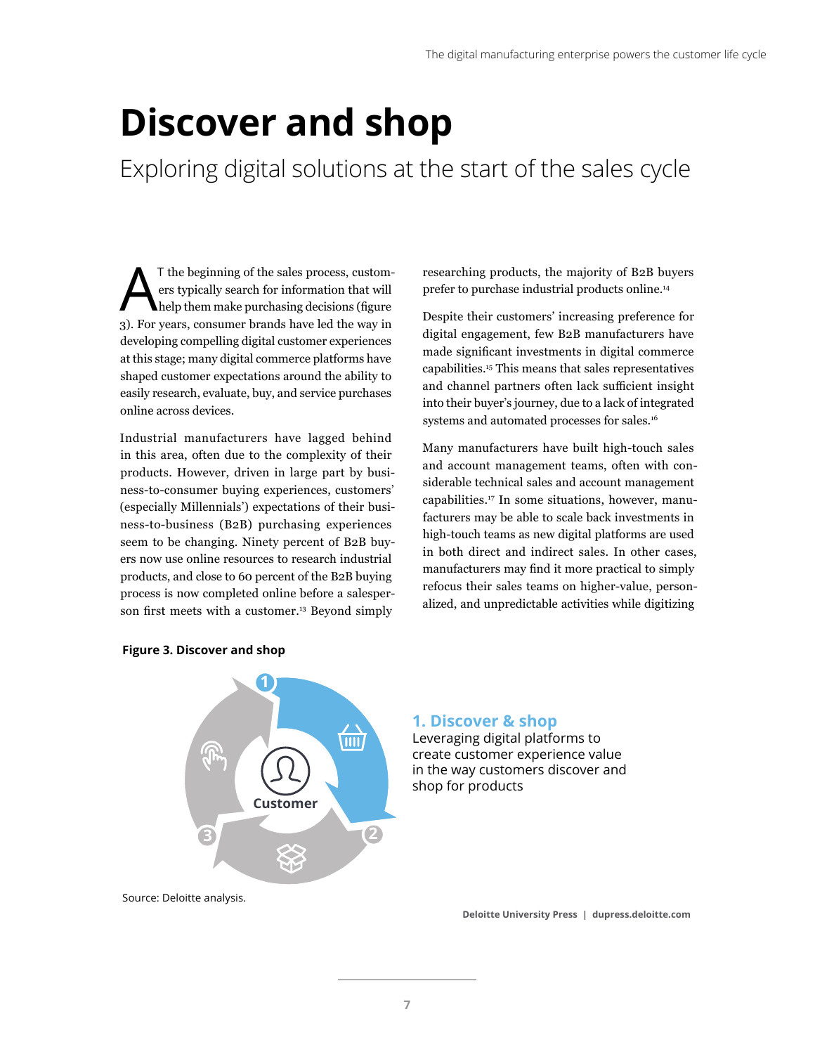# Discover and shop

## Exploring digital solutions at the start of the sales cycle

AT the beginning of the sales process, customers typically search for information that will help them make purchasing decisions (figure 3). For years, consumer brands have led the way in developing compelling digital customer experiences at this stage; many digital commerce platforms have shaped customer expectations around the ability to easily research, evaluate, buy, and service purchases online across devices.

Industrial manufacturers have lagged behind in this area, often due to the complexity of their products. However, driven in large part by business-to-consumer buying experiences, customers' (especially Millennials') expectations of their business-to-business (B2B) purchasing experiences seem to be changing. Ninety percent of B2B buyers now use online resources to research industrial products, and close to 60 percent of the B2B buying process is now completed online before a salesperson first meets with a customer.[13] Beyond simply researching products, the majority of B2B buyers prefer to purchase industrial products online.[14]

Despite their customers' increasing preference for digital engagement, few B2B manufacturers have made significant investments in digital commerce capabilities.[15] This means that sales representatives and channel partners often lack sufficient insight into their buyer's journey, due to a lack of integrated systems and automated processes for sales.[16]

Many manufacturers have built high-touch sales and account management teams, often with considerable technical sales and account management capabilities.[17] In some situations, however, manufacturers may be able to scale back investments in high-touch teams as new digital platforms are used in both direct and indirect sales. In other cases, manufacturers may find it more practical to simply refocus their sales teams on higher-value, personalized, and unpredictable activities while digitizing

**Figure 3. Discover and shop**

Customer

**1. Discover & shop**
Leveraging digital platforms to create customer experience value in the way customers discover and shop for products

Source: Deloitte analysis.

Deloitte University Press | dupress.deloitte.com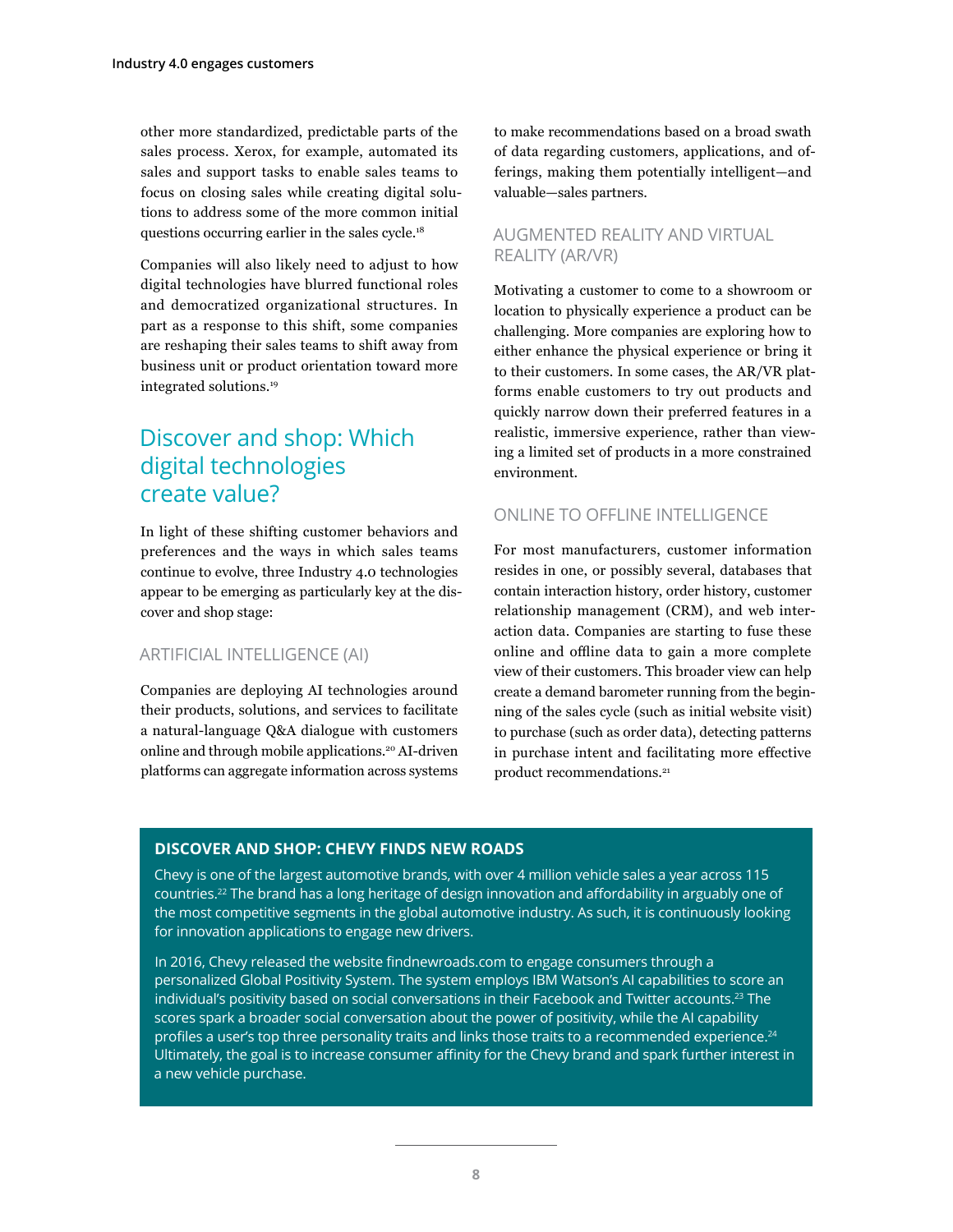other more standardized, predictable parts of the sales process. Xerox, for example, automated its sales and support tasks to enable sales teams to focus on closing sales while creating digital solutions to address some of the more common initial questions occurring earlier in the sales cycle.[18]

Companies will also likely need to adjust to how digital technologies have blurred functional roles and democratized organizational structures. In part as a response to this shift, some companies are reshaping their sales teams to shift away from business unit or product orientation toward more integrated solutions.[19]

## Discover and shop: Which digital technologies create value?

In light of these shifting customer behaviors and preferences and the ways in which sales teams continue to evolve, three Industry 4.0 technologies appear to be emerging as particularly key at the discover and shop stage:

### ARTIFICIAL INTELLIGENCE (AI)

Companies are deploying AI technologies around their products, solutions, and services to facilitate a natural-language Q&A dialogue with customers online and through mobile applications.[20] AI-driven platforms can aggregate information across systems to make recommendations based on a broad swath of data regarding customers, applications, and offerings, making them potentially intelligent—and valuable—sales partners.

### AUGMENTED REALITY AND VIRTUAL REALITY (AR/VR)

Motivating a customer to come to a showroom or location to physically experience a product can be challenging. More companies are exploring how to either enhance the physical experience or bring it to their customers. In some cases, the AR/VR platforms enable customers to try out products and quickly narrow down their preferred features in a realistic, immersive experience, rather than viewing a limited set of products in a more constrained environment.

### ONLINE TO OFFLINE INTELLIGENCE

For most manufacturers, customer information resides in one, or possibly several, databases that contain interaction history, order history, customer relationship management (CRM), and web interaction data. Companies are starting to fuse these online and offline data to gain a more complete view of their customers. This broader view can help create a demand barometer running from the beginning of the sales cycle (such as initial website visit) to purchase (such as order data), detecting patterns in purchase intent and facilitating more effective product recommendations.[21]

### DISCOVER AND SHOP: CHEVY FINDS NEW ROADS

Chevy is one of the largest automotive brands, with over 4 million vehicle sales a year across 115 countries.[22] The brand has a long heritage of design innovation and affordability in arguably one of the most competitive segments in the global automotive industry. As such, it is continuously looking for innovation applications to engage new drivers.

In 2016, Chevy released the website findnewroads.com to engage consumers through a personalized Global Positivity System. The system employs IBM Watson's AI capabilities to score an individual's positivity based on social conversations in their Facebook and Twitter accounts.[23] The scores spark a broader social conversation about the power of positivity, while the AI capability profiles a user's top three personality traits and links those traits to a recommended experience.[24] Ultimately, the goal is to increase consumer affinity for the Chevy brand and spark further interest in a new vehicle purchase.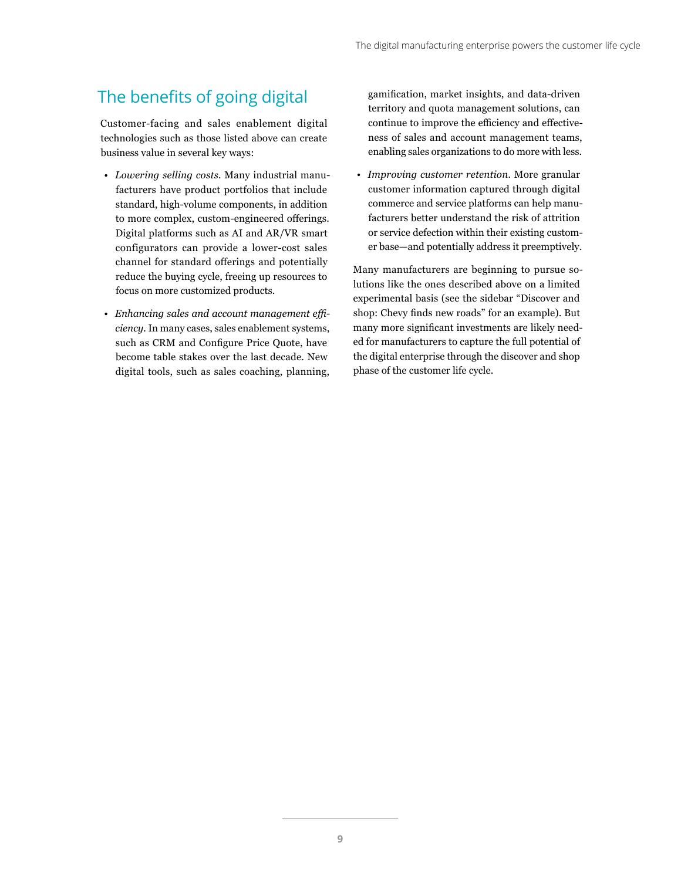## The benefits of going digital

Customer-facing and sales enablement digital technologies such as those listed above can create business value in several key ways:

- *Lowering selling costs*. Many industrial manufacturers have product portfolios that include standard, high-volume components, in addition to more complex, custom-engineered offerings. Digital platforms such as AI and AR/VR smart configurators can provide a lower-cost sales channel for standard offerings and potentially reduce the buying cycle, freeing up resources to focus on more customized products.
- *Enhancing sales and account management efficiency*. In many cases, sales enablement systems, such as CRM and Configure Price Quote, have become table stakes over the last decade. New digital tools, such as sales coaching, planning, gamification, market insights, and data-driven territory and quota management solutions, can continue to improve the efficiency and effectiveness of sales and account management teams, enabling sales organizations to do more with less.
- *Improving customer retention*. More granular customer information captured through digital commerce and service platforms can help manufacturers better understand the risk of attrition or service defection within their existing customer base—and potentially address it preemptively.

Many manufacturers are beginning to pursue solutions like the ones described above on a limited experimental basis (see the sidebar “Discover and shop: Chevy finds new roads” for an example). But many more significant investments are likely needed for manufacturers to capture the full potential of the digital enterprise through the discover and shop phase of the customer life cycle.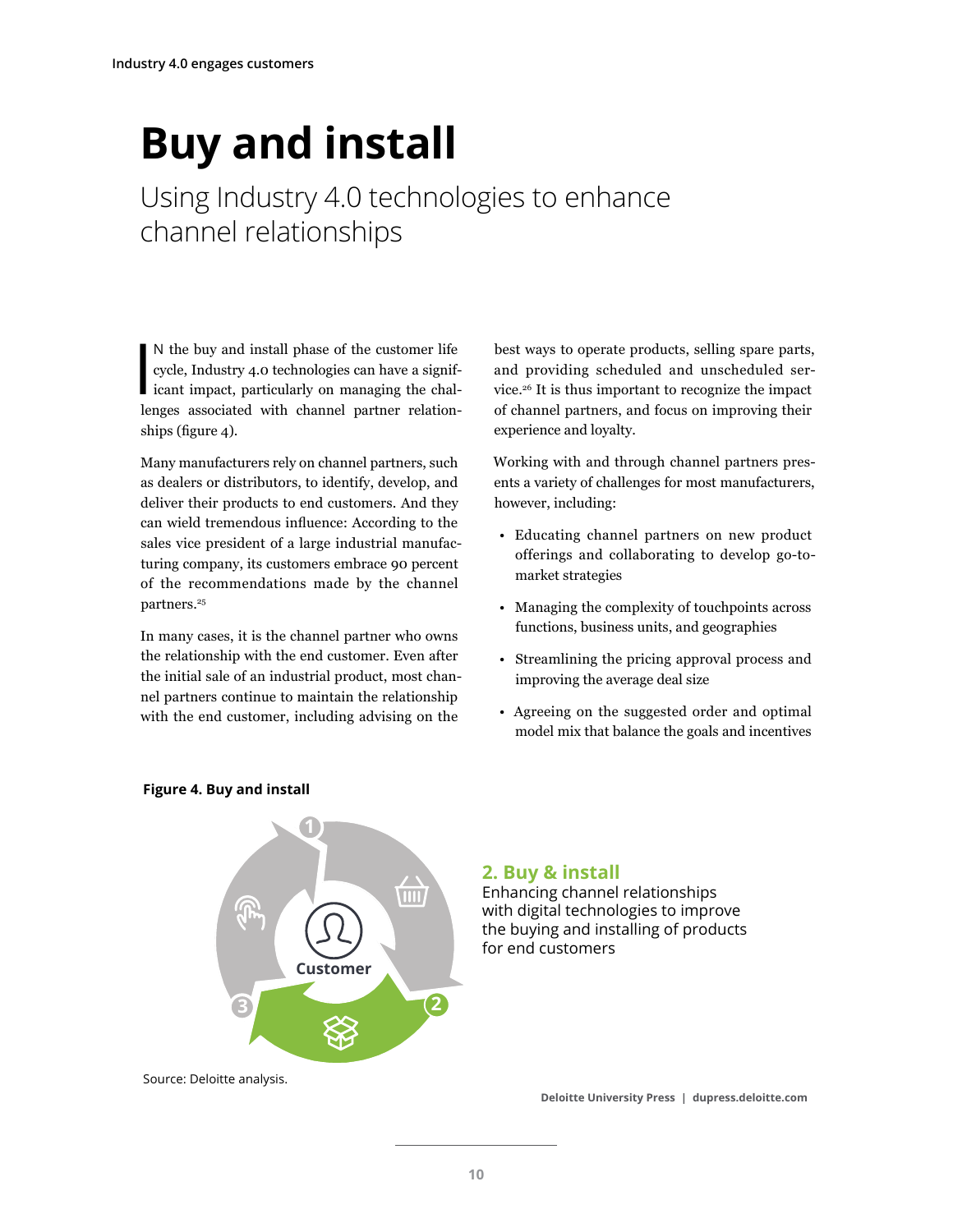# Buy and install

## Using Industry 4.0 technologies to enhance channel relationships

IN the buy and install phase of the customer life cycle, Industry 4.0 technologies can have a significant impact, particularly on managing the challenges associated with channel partner relationships (figure 4).

Many manufacturers rely on channel partners, such as dealers or distributors, to identify, develop, and deliver their products to end customers. And they can wield tremendous influence: According to the sales vice president of a large industrial manufacturing company, its customers embrace 90 percent of the recommendations made by the channel partners.[25]

In many cases, it is the channel partner who owns the relationship with the end customer. Even after the initial sale of an industrial product, most channel partners continue to maintain the relationship with the end customer, including advising on the best ways to operate products, selling spare parts, and providing scheduled and unscheduled service.[26] It is thus important to recognize the impact of channel partners, and focus on improving their experience and loyalty.

Working with and through channel partners presents a variety of challenges for most manufacturers, however, including:

- Educating channel partners on new product offerings and collaborating to develop go-to-market strategies
- Managing the complexity of touchpoints across functions, business units, and geographies
- Streamlining the pricing approval process and improving the average deal size
- Agreeing on the suggested order and optimal model mix that balance the goals and incentives

**Figure 4. Buy and install**

Customer

**2. Buy & install**
Enhancing channel relationships with digital technologies to improve the buying and installing of products for end customers

Source: Deloitte analysis.

Deloitte University Press | dupress.deloitte.com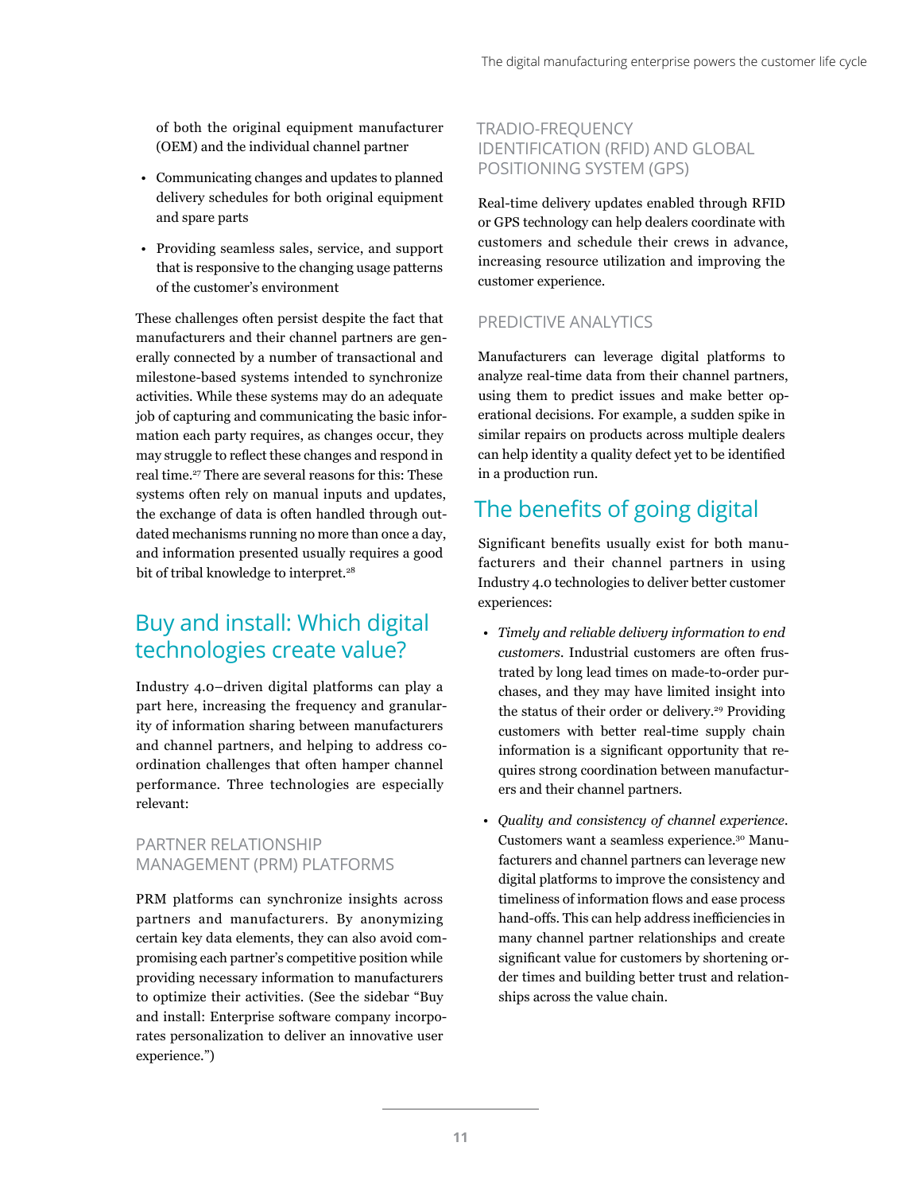of both the original equipment manufacturer (OEM) and the individual channel partner

- Communicating changes and updates to planned delivery schedules for both original equipment and spare parts
- Providing seamless sales, service, and support that is responsive to the changing usage patterns of the customer's environment

These challenges often persist despite the fact that manufacturers and their channel partners are generally connected by a number of transactional and milestone-based systems intended to synchronize activities. While these systems may do an adequate job of capturing and communicating the basic information each party requires, as changes occur, they may struggle to reflect these changes and respond in real time.[27] There are several reasons for this: These systems often rely on manual inputs and updates, the exchange of data is often handled through outdated mechanisms running no more than once a day, and information presented usually requires a good bit of tribal knowledge to interpret.[28]

## Buy and install: Which digital technologies create value?

Industry 4.0–driven digital platforms can play a part here, increasing the frequency and granularity of information sharing between manufacturers and channel partners, and helping to address coordination challenges that often hamper channel performance. Three technologies are especially relevant:

### PARTNER RELATIONSHIP MANAGEMENT (PRM) PLATFORMS

PRM platforms can synchronize insights across partners and manufacturers. By anonymizing certain key data elements, they can also avoid compromising each partner's competitive position while providing necessary information to manufacturers to optimize their activities. (See the sidebar "Buy and install: Enterprise software company incorporates personalization to deliver an innovative user experience.")

### TRADIO-FREQUENCY IDENTIFICATION (RFID) AND GLOBAL POSITIONING SYSTEM (GPS)

Real-time delivery updates enabled through RFID or GPS technology can help dealers coordinate with customers and schedule their crews in advance, increasing resource utilization and improving the customer experience.

### PREDICTIVE ANALYTICS

Manufacturers can leverage digital platforms to analyze real-time data from their channel partners, using them to predict issues and make better operational decisions. For example, a sudden spike in similar repairs on products across multiple dealers can help identity a quality defect yet to be identified in a production run.

## The benefits of going digital

Significant benefits usually exist for both manufacturers and their channel partners in using Industry 4.0 technologies to deliver better customer experiences:

- *Timely and reliable delivery information to end customers*. Industrial customers are often frustrated by long lead times on made-to-order purchases, and they may have limited insight into the status of their order or delivery.[29] Providing customers with better real-time supply chain information is a significant opportunity that requires strong coordination between manufacturers and their channel partners.
- *Quality and consistency of channel experience*. Customers want a seamless experience.[30] Manufacturers and channel partners can leverage new digital platforms to improve the consistency and timeliness of information flows and ease process hand-offs. This can help address inefficiencies in many channel partner relationships and create significant value for customers by shortening order times and building better trust and relationships across the value chain.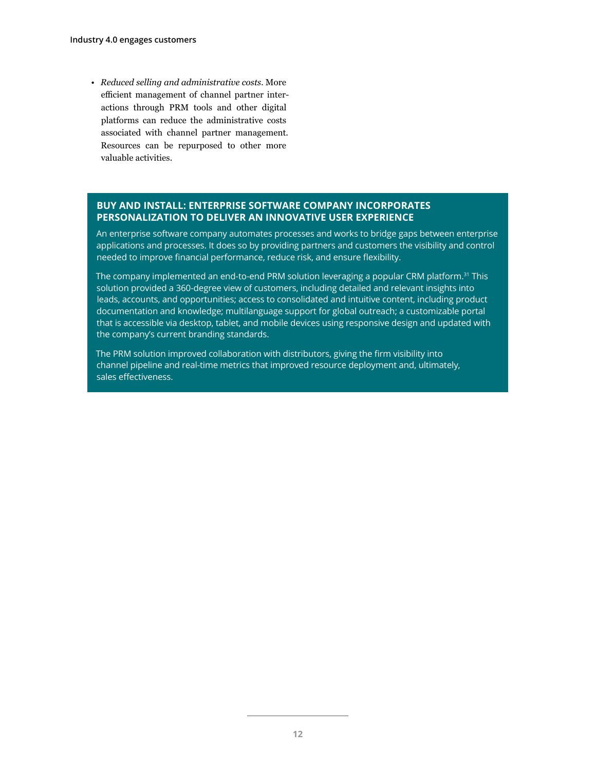- *Reduced selling and administrative costs.* More efficient management of channel partner interactions through PRM tools and other digital platforms can reduce the administrative costs associated with channel partner management. Resources can be repurposed to other more valuable activities.

### BUY AND INSTALL: ENTERPRISE SOFTWARE COMPANY INCORPORATES PERSONALIZATION TO DELIVER AN INNOVATIVE USER EXPERIENCE

An enterprise software company automates processes and works to bridge gaps between enterprise applications and processes. It does so by providing partners and customers the visibility and control needed to improve financial performance, reduce risk, and ensure flexibility.

The company implemented an end-to-end PRM solution leveraging a popular CRM platform.[31] This solution provided a 360-degree view of customers, including detailed and relevant insights into leads, accounts, and opportunities; access to consolidated and intuitive content, including product documentation and knowledge; multilanguage support for global outreach; a customizable portal that is accessible via desktop, tablet, and mobile devices using responsive design and updated with the company's current branding standards.

The PRM solution improved collaboration with distributors, giving the firm visibility into channel pipeline and real-time metrics that improved resource deployment and, ultimately, sales effectiveness.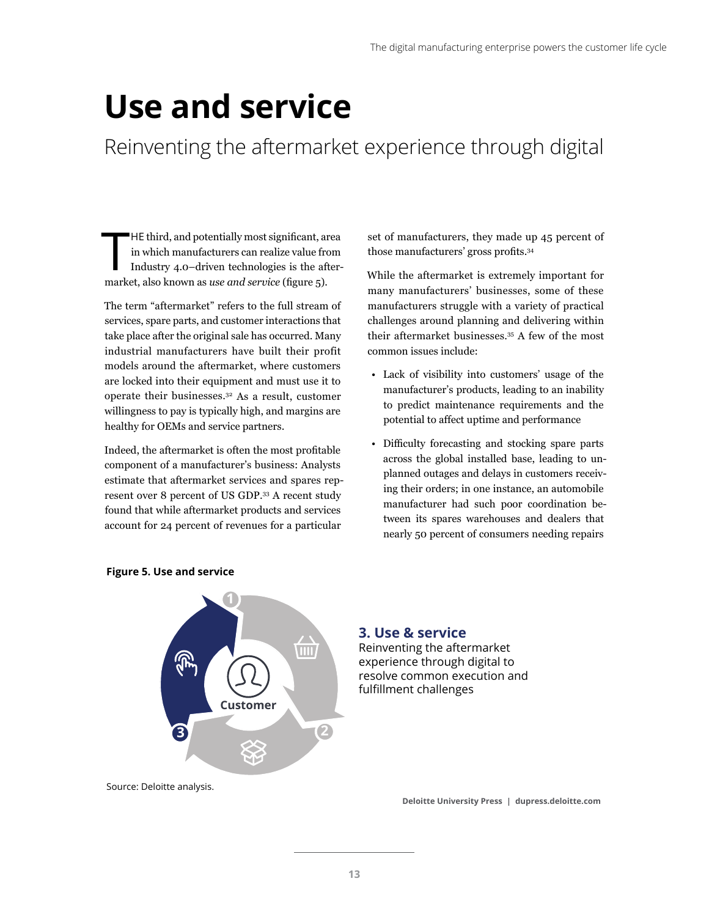# Use and service

## Reinventing the aftermarket experience through digital

THE third, and potentially most significant, area in which manufacturers can realize value from Industry 4.0–driven technologies is the aftermarket, also known as *use and service* (figure 5).

The term "aftermarket" refers to the full stream of services, spare parts, and customer interactions that take place after the original sale has occurred. Many industrial manufacturers have built their profit models around the aftermarket, where customers are locked into their equipment and must use it to operate their businesses.[32] As a result, customer willingness to pay is typically high, and margins are healthy for OEMs and service partners.

Indeed, the aftermarket is often the most profitable component of a manufacturer's business: Analysts estimate that aftermarket services and spares represent over 8 percent of US GDP.[33] A recent study found that while aftermarket products and services account for 24 percent of revenues for a particular set of manufacturers, they made up 45 percent of those manufacturers' gross profits.[34]

While the aftermarket is extremely important for many manufacturers' businesses, some of these manufacturers struggle with a variety of practical challenges around planning and delivering within their aftermarket businesses.[35] A few of the most common issues include:

- Lack of visibility into customers' usage of the manufacturer's products, leading to an inability to predict maintenance requirements and the potential to affect uptime and performance
- Difficulty forecasting and stocking spare parts across the global installed base, leading to unplanned outages and delays in customers receiving their orders; in one instance, an automobile manufacturer had such poor coordination between its spares warehouses and dealers that nearly 50 percent of consumers needing repairs

**Figure 5. Use and service**

1, 2, 3 — Customer

**3. Use & service**
Reinventing the aftermarket experience through digital to resolve common execution and fulfillment challenges

Source: Deloitte analysis.

Deloitte University Press | dupress.deloitte.com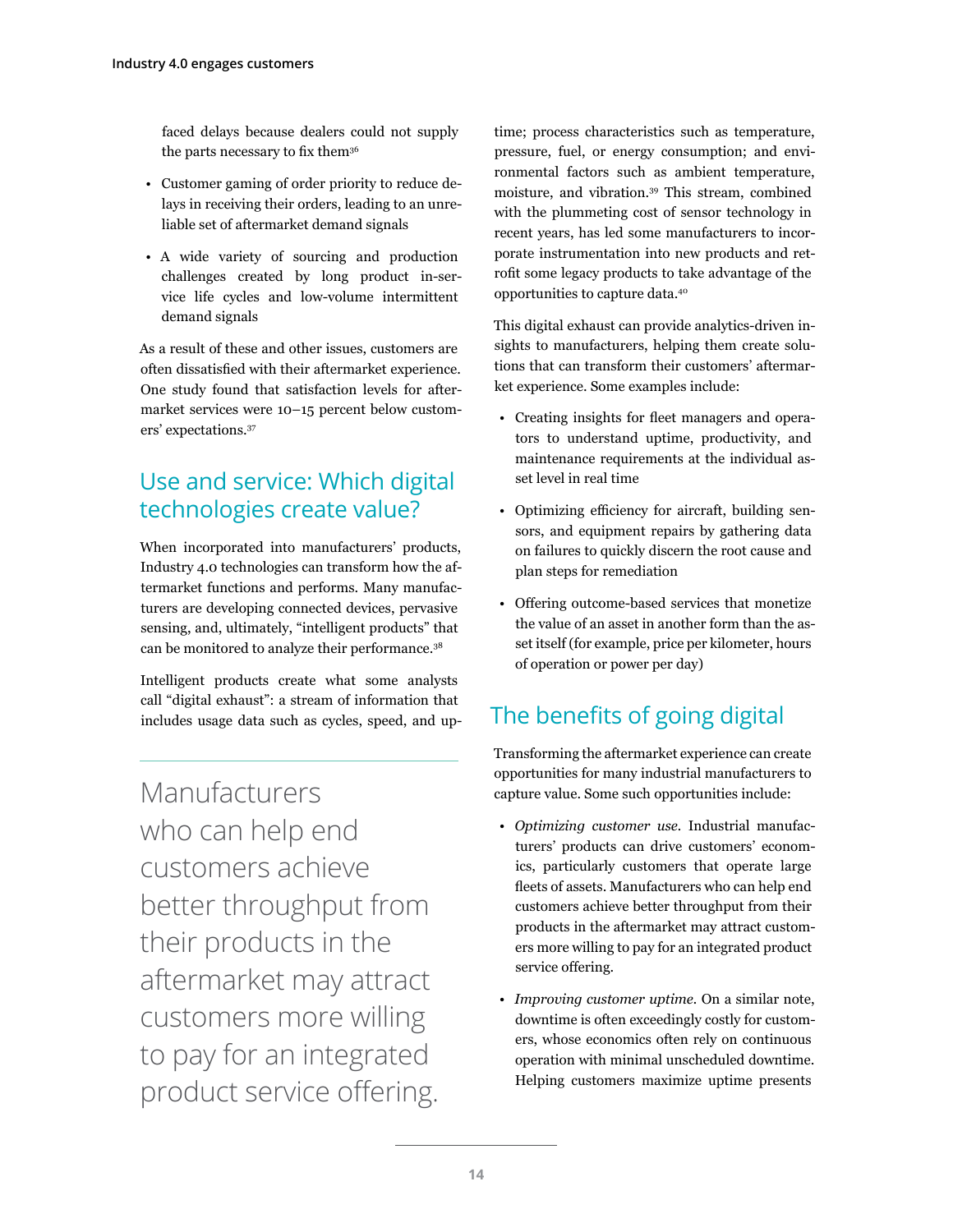faced delays because dealers could not supply the parts necessary to fix them[36]

- Customer gaming of order priority to reduce delays in receiving their orders, leading to an unreliable set of aftermarket demand signals
- A wide variety of sourcing and production challenges created by long product in-service life cycles and low-volume intermittent demand signals

As a result of these and other issues, customers are often dissatisfied with their aftermarket experience. One study found that satisfaction levels for aftermarket services were 10–15 percent below customers' expectations.[37]

## Use and service: Which digital technologies create value?

When incorporated into manufacturers' products, Industry 4.0 technologies can transform how the aftermarket functions and performs. Many manufacturers are developing connected devices, pervasive sensing, and, ultimately, "intelligent products" that can be monitored to analyze their performance.[38]

Intelligent products create what some analysts call "digital exhaust": a stream of information that includes usage data such as cycles, speed, and uptime; process characteristics such as temperature, pressure, fuel, or energy consumption; and environmental factors such as ambient temperature, moisture, and vibration.[39] This stream, combined with the plummeting cost of sensor technology in recent years, has led some manufacturers to incorporate instrumentation into new products and retrofit some legacy products to take advantage of the opportunities to capture data.[40]

> Manufacturers who can help end customers achieve better throughput from their products in the aftermarket may attract customers more willing to pay for an integrated product service offering.

This digital exhaust can provide analytics-driven insights to manufacturers, helping them create solutions that can transform their customers' aftermarket experience. Some examples include:

- Creating insights for fleet managers and operators to understand uptime, productivity, and maintenance requirements at the individual asset level in real time
- Optimizing efficiency for aircraft, building sensors, and equipment repairs by gathering data on failures to quickly discern the root cause and plan steps for remediation
- Offering outcome-based services that monetize the value of an asset in another form than the asset itself (for example, price per kilometer, hours of operation or power per day)

## The benefits of going digital

Transforming the aftermarket experience can create opportunities for many industrial manufacturers to capture value. Some such opportunities include:

- *Optimizing customer use.* Industrial manufacturers' products can drive customers' economics, particularly customers that operate large fleets of assets. Manufacturers who can help end customers achieve better throughput from their products in the aftermarket may attract customers more willing to pay for an integrated product service offering.
- *Improving customer uptime.* On a similar note, downtime is often exceedingly costly for customers, whose economics often rely on continuous operation with minimal unscheduled downtime. Helping customers maximize uptime presents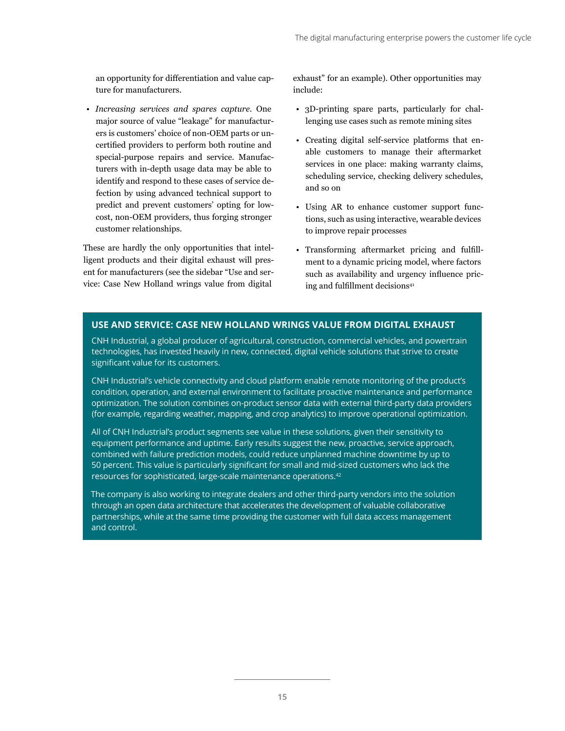an opportunity for differentiation and value capture for manufacturers.

- *Increasing services and spares capture.* One major source of value "leakage" for manufacturers is customers' choice of non-OEM parts or uncertified providers to perform both routine and special-purpose repairs and service. Manufacturers with in-depth usage data may be able to identify and respond to these cases of service defection by using advanced technical support to predict and prevent customers' opting for low-cost, non-OEM providers, thus forging stronger customer relationships.

These are hardly the only opportunities that intelligent products and their digital exhaust will present for manufacturers (see the sidebar "Use and service: Case New Holland wrings value from digital exhaust" for an example). Other opportunities may include:

- 3D-printing spare parts, particularly for challenging use cases such as remote mining sites
- Creating digital self-service platforms that enable customers to manage their aftermarket services in one place: making warranty claims, scheduling service, checking delivery schedules, and so on
- Using AR to enhance customer support functions, such as using interactive, wearable devices to improve repair processes
- Transforming aftermarket pricing and fulfillment to a dynamic pricing model, where factors such as availability and urgency influence pricing and fulfillment decisions[41]

## USE AND SERVICE: CASE NEW HOLLAND WRINGS VALUE FROM DIGITAL EXHAUST

CNH Industrial, a global producer of agricultural, construction, commercial vehicles, and powertrain technologies, has invested heavily in new, connected, digital vehicle solutions that strive to create significant value for its customers.

CNH Industrial's vehicle connectivity and cloud platform enable remote monitoring of the product's condition, operation, and external environment to facilitate proactive maintenance and performance optimization. The solution combines on-product sensor data with external third-party data providers (for example, regarding weather, mapping, and crop analytics) to improve operational optimization.

All of CNH Industrial's product segments see value in these solutions, given their sensitivity to equipment performance and uptime. Early results suggest the new, proactive, service approach, combined with failure prediction models, could reduce unplanned machine downtime by up to 50 percent. This value is particularly significant for small and mid-sized customers who lack the resources for sophisticated, large-scale maintenance operations.[42]

The company is also working to integrate dealers and other third-party vendors into the solution through an open data architecture that accelerates the development of valuable collaborative partnerships, while at the same time providing the customer with full data access management and control.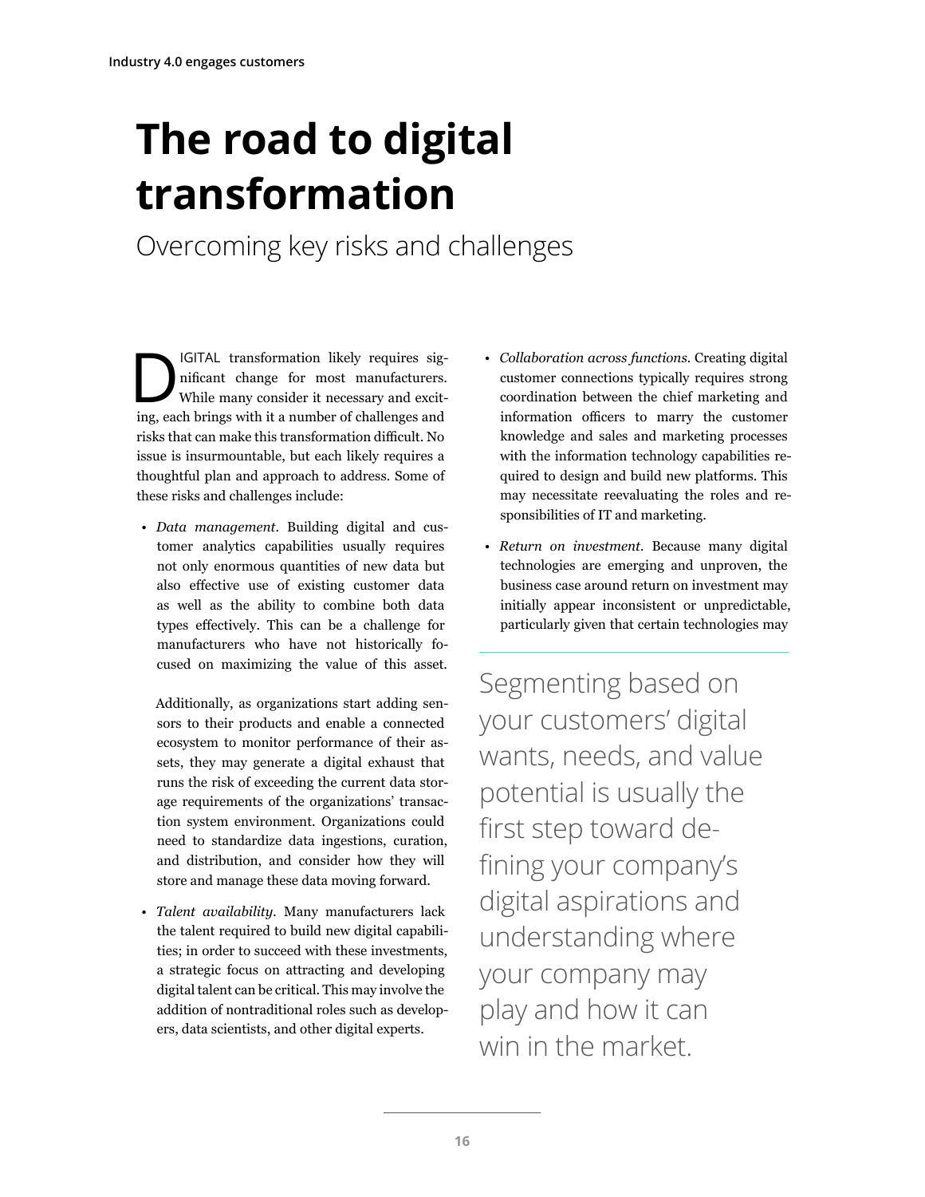# The road to digital transformation

## Overcoming key risks and challenges

DIGITAL transformation likely requires significant change for most manufacturers. While many consider it necessary and exciting, each brings with it a number of challenges and risks that can make this transformation difficult. No issue is insurmountable, but each likely requires a thoughtful plan and approach to address. Some of these risks and challenges include:

- *Data management*. Building digital and customer analytics capabilities usually requires not only enormous quantities of new data but also effective use of existing customer data as well as the ability to combine both data types effectively. This can be a challenge for manufacturers who have not historically focused on maximizing the value of this asset.

  Additionally, as organizations start adding sensors to their products and enable a connected ecosystem to monitor performance of their assets, they may generate a digital exhaust that runs the risk of exceeding the current data storage requirements of the organizations' transaction system environment. Organizations could need to standardize data ingestions, curation, and distribution, and consider how they will store and manage these data moving forward.

- *Talent availability*. Many manufacturers lack the talent required to build new digital capabilities; in order to succeed with these investments, a strategic focus on attracting and developing digital talent can be critical. This may involve the addition of nontraditional roles such as developers, data scientists, and other digital experts.

- *Collaboration across functions*. Creating digital customer connections typically requires strong coordination between the chief marketing and information officers to marry the customer knowledge and sales and marketing processes with the information technology capabilities required to design and build new platforms. This may necessitate reevaluating the roles and responsibilities of IT and marketing.

- *Return on investment*. Because many digital technologies are emerging and unproven, the business case around return on investment may initially appear inconsistent or unpredictable, particularly given that certain technologies may

> Segmenting based on your customers' digital wants, needs, and value potential is usually the first step toward defining your company's digital aspirations and understanding where your company may play and how it can win in the market.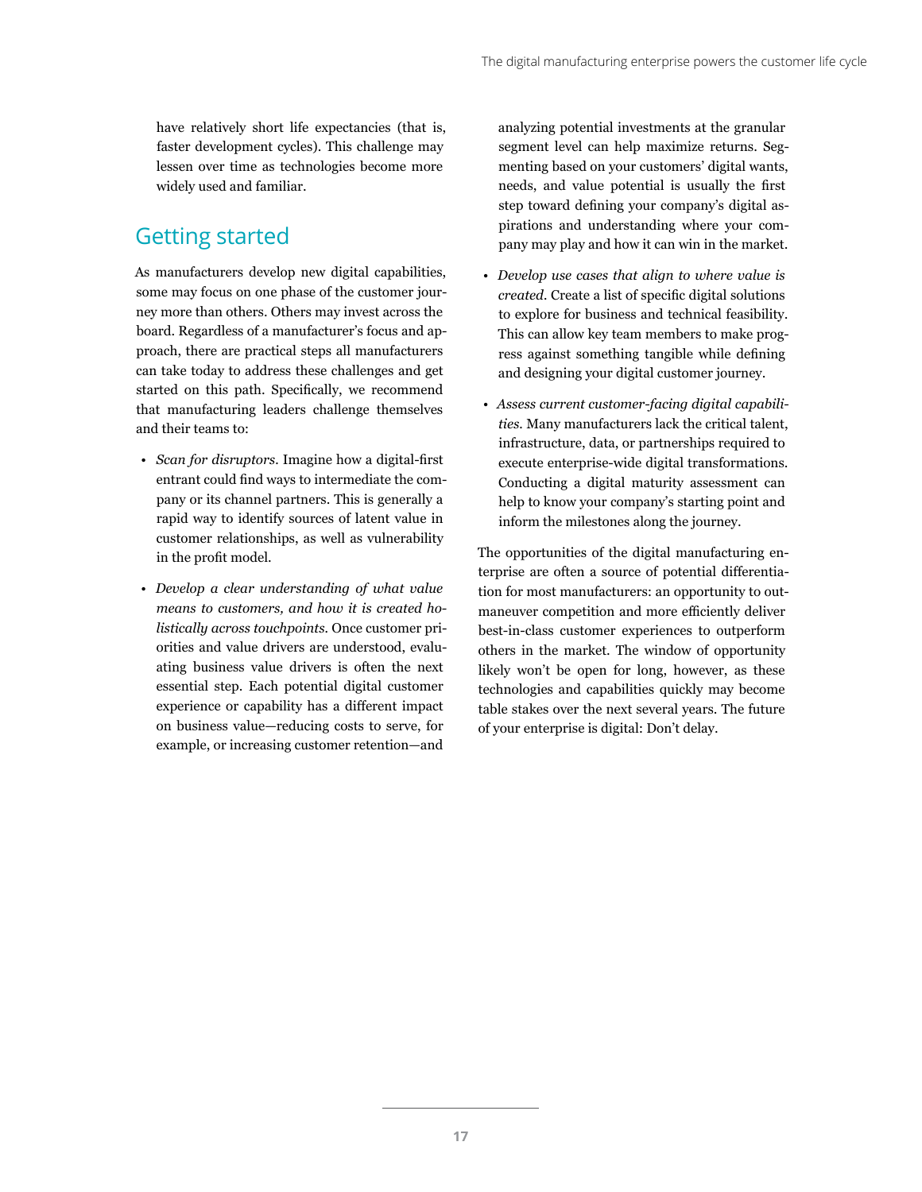have relatively short life expectancies (that is, faster development cycles). This challenge may lessen over time as technologies become more widely used and familiar.

## Getting started

As manufacturers develop new digital capabilities, some may focus on one phase of the customer journey more than others. Others may invest across the board. Regardless of a manufacturer's focus and approach, there are practical steps all manufacturers can take today to address these challenges and get started on this path. Specifically, we recommend that manufacturing leaders challenge themselves and their teams to:

- *Scan for disruptors.* Imagine how a digital-first entrant could find ways to intermediate the company or its channel partners. This is generally a rapid way to identify sources of latent value in customer relationships, as well as vulnerability in the profit model.

- *Develop a clear understanding of what value means to customers, and how it is created holistically across touchpoints.* Once customer priorities and value drivers are understood, evaluating business value drivers is often the next essential step. Each potential digital customer experience or capability has a different impact on business value—reducing costs to serve, for example, or increasing customer retention—and analyzing potential investments at the granular segment level can help maximize returns. Segmenting based on your customers' digital wants, needs, and value potential is usually the first step toward defining your company's digital aspirations and understanding where your company may play and how it can win in the market.

- *Develop use cases that align to where value is created.* Create a list of specific digital solutions to explore for business and technical feasibility. This can allow key team members to make progress against something tangible while defining and designing your digital customer journey.

- *Assess current customer-facing digital capabilities.* Many manufacturers lack the critical talent, infrastructure, data, or partnerships required to execute enterprise-wide digital transformations. Conducting a digital maturity assessment can help to know your company's starting point and inform the milestones along the journey.

The opportunities of the digital manufacturing enterprise are often a source of potential differentiation for most manufacturers: an opportunity to outmaneuver competition and more efficiently deliver best-in-class customer experiences to outperform others in the market. The window of opportunity likely won't be open for long, however, as these technologies and capabilities quickly may become table stakes over the next several years. The future of your enterprise is digital: Don't delay.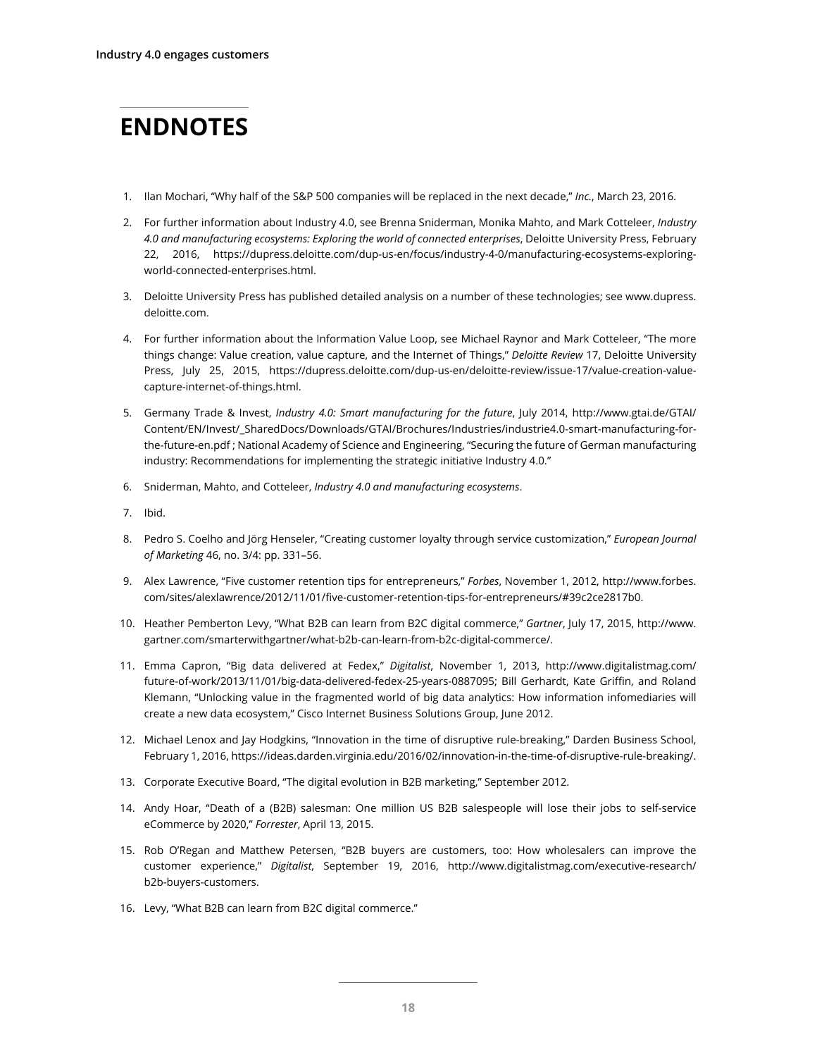## ENDNOTES

1. Ilan Mochari, "Why half of the S&P 500 companies will be replaced in the next decade," *Inc.*, March 23, 2016.
2. For further information about Industry 4.0, see Brenna Sniderman, Monika Mahto, and Mark Cotteleer, *Industry 4.0 and manufacturing ecosystems: Exploring the world of connected enterprises*, Deloitte University Press, February 22, 2016, https://dupress.deloitte.com/dup-us-en/focus/industry-4-0/manufacturing-ecosystems-exploring-world-connected-enterprises.html.
3. Deloitte University Press has published detailed analysis on a number of these technologies; see www.dupress.deloitte.com.
4. For further information about the Information Value Loop, see Michael Raynor and Mark Cotteleer, "The more things change: Value creation, value capture, and the Internet of Things," *Deloitte Review* 17, Deloitte University Press, July 25, 2015, https://dupress.deloitte.com/dup-us-en/deloitte-review/issue-17/value-creation-value-capture-internet-of-things.html.
5. Germany Trade & Invest, *Industry 4.0: Smart manufacturing for the future*, July 2014, http://www.gtai.de/GTAI/Content/EN/Invest/_SharedDocs/Downloads/GTAI/Brochures/Industries/industrie4.0-smart-manufacturing-for-the-future-en.pdf ; National Academy of Science and Engineering, "Securing the future of German manufacturing industry: Recommendations for implementing the strategic initiative Industry 4.0."
6. Sniderman, Mahto, and Cotteleer, *Industry 4.0 and manufacturing ecosystems*.
7. Ibid.
8. Pedro S. Coelho and Jörg Henseler, "Creating customer loyalty through service customization," *European Journal of Marketing* 46, no. 3/4: pp. 331–56.
9. Alex Lawrence, "Five customer retention tips for entrepreneurs," *Forbes*, November 1, 2012, http://www.forbes.com/sites/alexlawrence/2012/11/01/five-customer-retention-tips-for-entrepreneurs/#39c2ce2817b0.
10. Heather Pemberton Levy, "What B2B can learn from B2C digital commerce," *Gartner*, July 17, 2015, http://www.gartner.com/smarterwithgartner/what-b2b-can-learn-from-b2c-digital-commerce/.
11. Emma Capron, "Big data delivered at Fedex," *Digitalist*, November 1, 2013, http://www.digitalistmag.com/future-of-work/2013/11/01/big-data-delivered-fedex-25-years-0887095; Bill Gerhardt, Kate Griffin, and Roland Klemann, "Unlocking value in the fragmented world of big data analytics: How information infomediaries will create a new data ecosystem," Cisco Internet Business Solutions Group, June 2012.
12. Michael Lenox and Jay Hodgkins, "Innovation in the time of disruptive rule-breaking," Darden Business School, February 1, 2016, https://ideas.darden.virginia.edu/2016/02/innovation-in-the-time-of-disruptive-rule-breaking/.
13. Corporate Executive Board, "The digital evolution in B2B marketing," September 2012.
14. Andy Hoar, "Death of a (B2B) salesman: One million US B2B salespeople will lose their jobs to self-service eCommerce by 2020," *Forrester*, April 13, 2015.
15. Rob O'Regan and Matthew Petersen, "B2B buyers are customers, too: How wholesalers can improve the customer experience," *Digitalist*, September 19, 2016, http://www.digitalistmag.com/executive-research/b2b-buyers-customers.
16. Levy, "What B2B can learn from B2C digital commerce."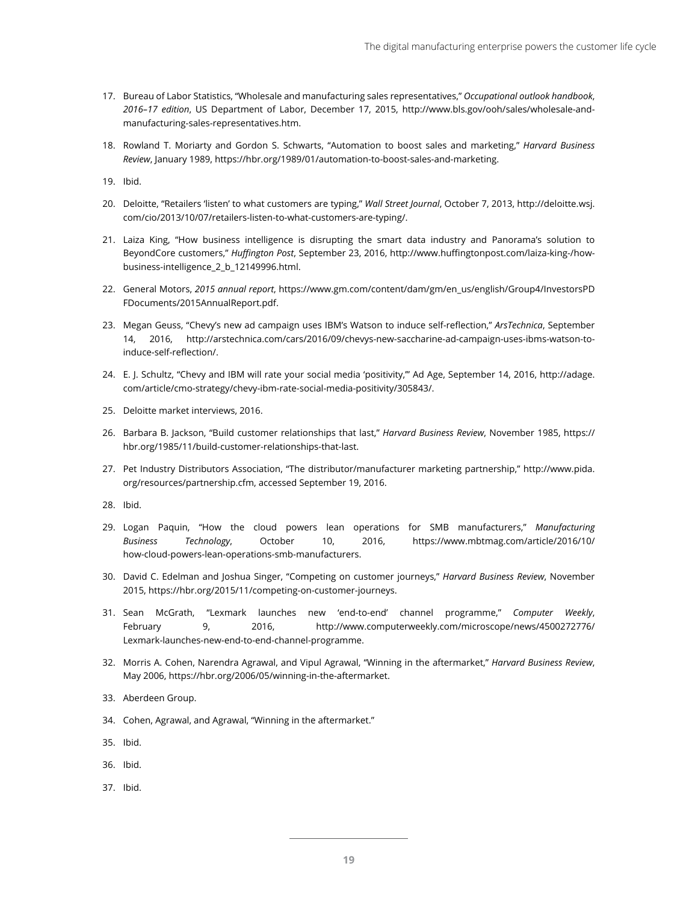17. Bureau of Labor Statistics, "Wholesale and manufacturing sales representatives," *Occupational outlook handbook, 2016–17 edition*, US Department of Labor, December 17, 2015, http://www.bls.gov/ooh/sales/wholesale-and-manufacturing-sales-representatives.htm.

18. Rowland T. Moriarty and Gordon S. Schwarts, "Automation to boost sales and marketing," *Harvard Business Review*, January 1989, https://hbr.org/1989/01/automation-to-boost-sales-and-marketing.

19. Ibid.

20. Deloitte, "Retailers 'listen' to what customers are typing," *Wall Street Journal*, October 7, 2013, http://deloitte.wsj.com/cio/2013/10/07/retailers-listen-to-what-customers-are-typing/.

21. Laiza King, "How business intelligence is disrupting the smart data industry and Panorama's solution to BeyondCore customers," *Huffington Post*, September 23, 2016, http://www.huffingtonpost.com/laiza-king-/how-business-intelligence_2_b_12149996.html.

22. General Motors, *2015 annual report*, https://www.gm.com/content/dam/gm/en_us/english/Group4/InvestorsPDFDocuments/2015AnnualReport.pdf.

23. Megan Geuss, "Chevy's new ad campaign uses IBM's Watson to induce self-reflection," *ArsTechnica*, September 14, 2016, http://arstechnica.com/cars/2016/09/chevys-new-saccharine-ad-campaign-uses-ibms-watson-to-induce-self-reflection/.

24. E. J. Schultz, "Chevy and IBM will rate your social media 'positivity,'" Ad Age, September 14, 2016, http://adage.com/article/cmo-strategy/chevy-ibm-rate-social-media-positivity/305843/.

25. Deloitte market interviews, 2016.

26. Barbara B. Jackson, "Build customer relationships that last," *Harvard Business Review*, November 1985, https://hbr.org/1985/11/build-customer-relationships-that-last.

27. Pet Industry Distributors Association, "The distributor/manufacturer marketing partnership," http://www.pida.org/resources/partnership.cfm, accessed September 19, 2016.

28. Ibid.

29. Logan Paquin, "How the cloud powers lean operations for SMB manufacturers," *Manufacturing Business Technology*, October 10, 2016, https://www.mbtmag.com/article/2016/10/how-cloud-powers-lean-operations-smb-manufacturers.

30. David C. Edelman and Joshua Singer, "Competing on customer journeys," *Harvard Business Review*, November 2015, https://hbr.org/2015/11/competing-on-customer-journeys.

31. Sean McGrath, "Lexmark launches new 'end-to-end' channel programme," *Computer Weekly*, February 9, 2016, http://www.computerweekly.com/microscope/news/4500272776/Lexmark-launches-new-end-to-end-channel-programme.

32. Morris A. Cohen, Narendra Agrawal, and Vipul Agrawal, "Winning in the aftermarket," *Harvard Business Review*, May 2006, https://hbr.org/2006/05/winning-in-the-aftermarket.

33. Aberdeen Group.

34. Cohen, Agrawal, and Agrawal, "Winning in the aftermarket."

35. Ibid.

36. Ibid.

37. Ibid.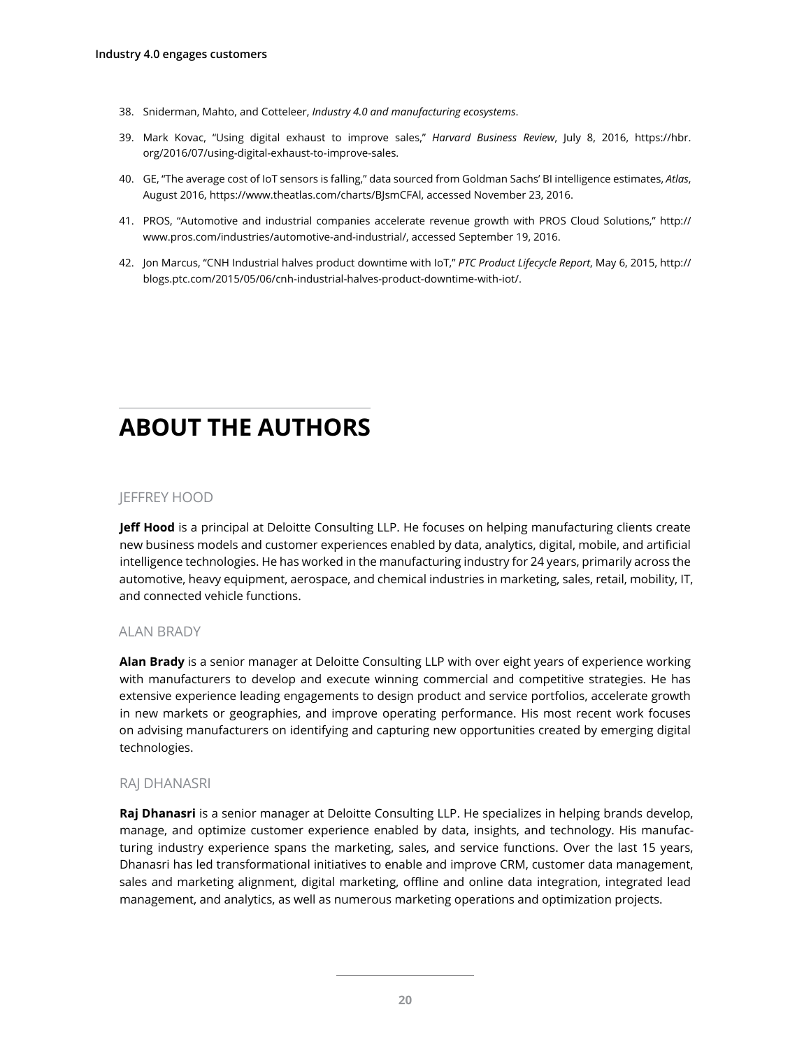38. Sniderman, Mahto, and Cotteleer, *Industry 4.0 and manufacturing ecosystems*.

39. Mark Kovac, "Using digital exhaust to improve sales," *Harvard Business Review*, July 8, 2016, https://hbr.org/2016/07/using-digital-exhaust-to-improve-sales.

40. GE, "The average cost of IoT sensors is falling," data sourced from Goldman Sachs' BI intelligence estimates, *Atlas*, August 2016, https://www.theatlas.com/charts/BJsmCFAl, accessed November 23, 2016.

41. PROS, "Automotive and industrial companies accelerate revenue growth with PROS Cloud Solutions," http://www.pros.com/industries/automotive-and-industrial/, accessed September 19, 2016.

42. Jon Marcus, "CNH Industrial halves product downtime with IoT," *PTC Product Lifecycle Report*, May 6, 2015, http://blogs.ptc.com/2015/05/06/cnh-industrial-halves-product-downtime-with-iot/.

# ABOUT THE AUTHORS

## JEFFREY HOOD

**Jeff Hood** is a principal at Deloitte Consulting LLP. He focuses on helping manufacturing clients create new business models and customer experiences enabled by data, analytics, digital, mobile, and artificial intelligence technologies. He has worked in the manufacturing industry for 24 years, primarily across the automotive, heavy equipment, aerospace, and chemical industries in marketing, sales, retail, mobility, IT, and connected vehicle functions.

## ALAN BRADY

**Alan Brady** is a senior manager at Deloitte Consulting LLP with over eight years of experience working with manufacturers to develop and execute winning commercial and competitive strategies. He has extensive experience leading engagements to design product and service portfolios, accelerate growth in new markets or geographies, and improve operating performance. His most recent work focuses on advising manufacturers on identifying and capturing new opportunities created by emerging digital technologies.

## RAJ DHANASRI

**Raj Dhanasri** is a senior manager at Deloitte Consulting LLP. He specializes in helping brands develop, manage, and optimize customer experience enabled by data, insights, and technology. His manufacturing industry experience spans the marketing, sales, and service functions. Over the last 15 years, Dhanasri has led transformational initiatives to enable and improve CRM, customer data management, sales and marketing alignment, digital marketing, offline and online data integration, integrated lead management, and analytics, as well as numerous marketing operations and optimization projects.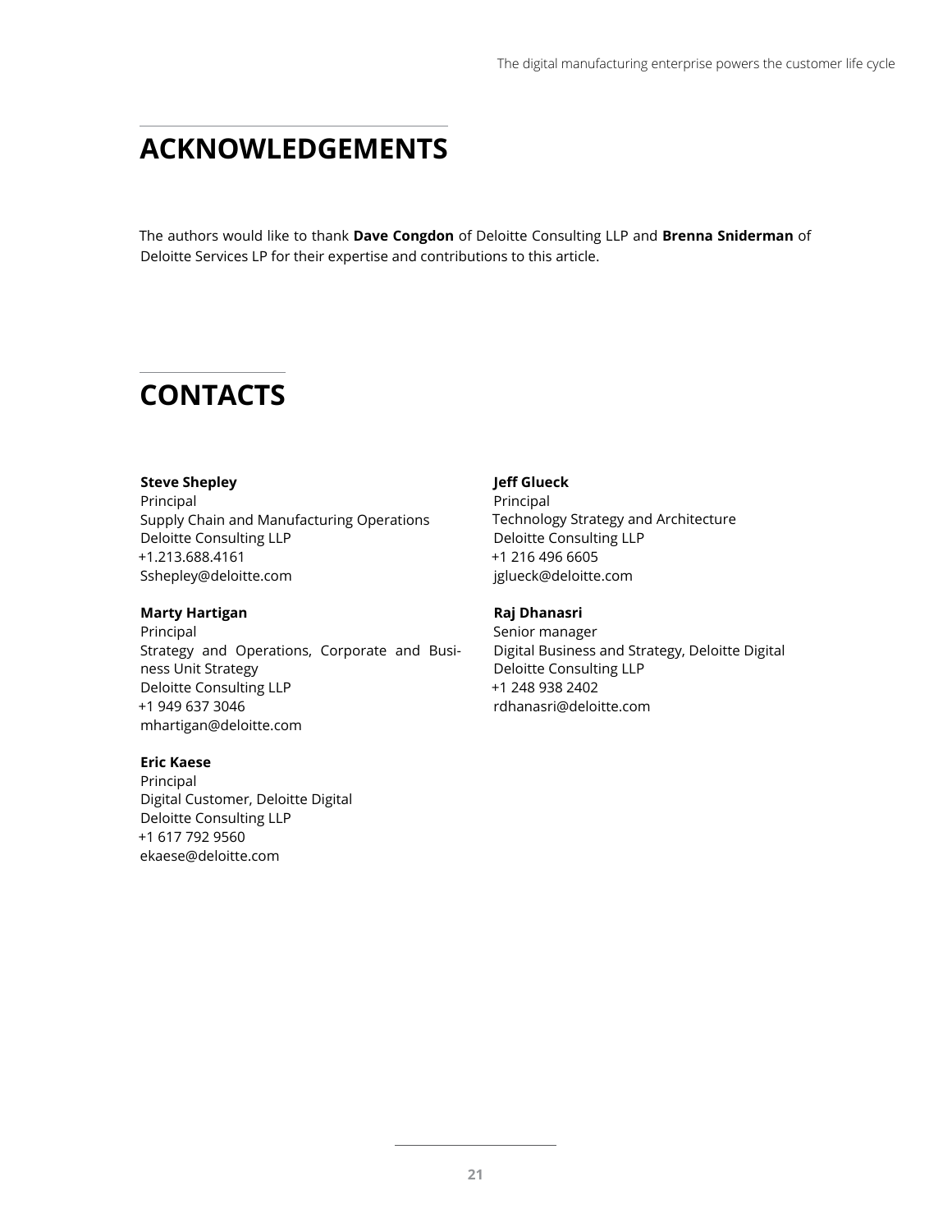## ACKNOWLEDGEMENTS

The authors would like to thank **Dave Congdon** of Deloitte Consulting LLP and **Brenna Sniderman** of Deloitte Services LP for their expertise and contributions to this article.

## CONTACTS

**Steve Shepley**
Principal
Supply Chain and Manufacturing Operations
Deloitte Consulting LLP
+1.213.688.4161
Sshepley@deloitte.com

**Marty Hartigan**
Principal
Strategy and Operations, Corporate and Business Unit Strategy
Deloitte Consulting LLP
+1 949 637 3046
mhartigan@deloitte.com

**Eric Kaese**
Principal
Digital Customer, Deloitte Digital
Deloitte Consulting LLP
+1 617 792 9560
ekaese@deloitte.com

**Jeff Glueck**
Principal
Technology Strategy and Architecture
Deloitte Consulting LLP
+1 216 496 6605
jglueck@deloitte.com

**Raj Dhanasri**
Senior manager
Digital Business and Strategy, Deloitte Digital
Deloitte Consulting LLP
+1 248 938 2402
rdhanasri@deloitte.com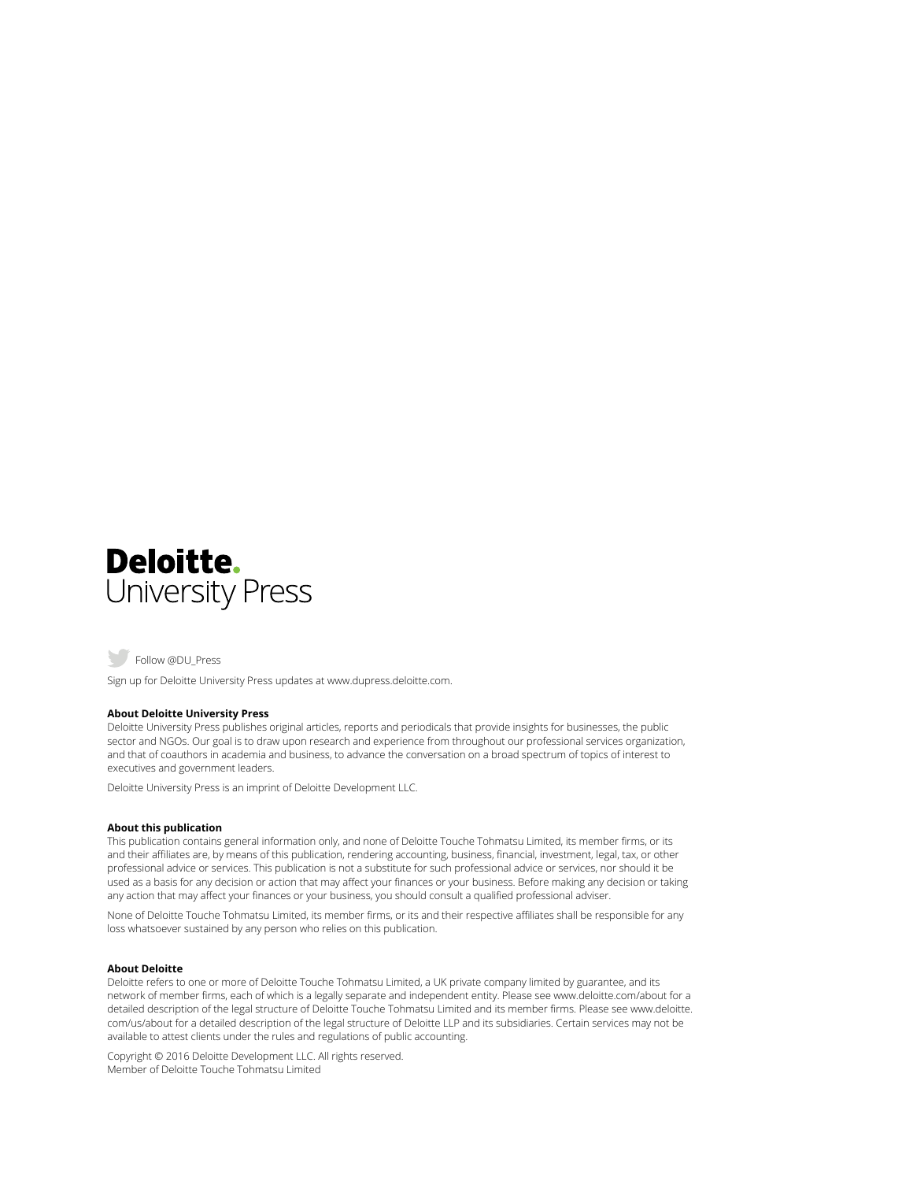**Deloitte.**
University Press

Follow @DU_Press

Sign up for Deloitte University Press updates at www.dupress.deloitte.com.

**About Deloitte University Press**

Deloitte University Press publishes original articles, reports and periodicals that provide insights for businesses, the public sector and NGOs. Our goal is to draw upon research and experience from throughout our professional services organization, and that of coauthors in academia and business, to advance the conversation on a broad spectrum of topics of interest to executives and government leaders.

Deloitte University Press is an imprint of Deloitte Development LLC.

**About this publication**

This publication contains general information only, and none of Deloitte Touche Tohmatsu Limited, its member firms, or its and their affiliates are, by means of this publication, rendering accounting, business, financial, investment, legal, tax, or other professional advice or services. This publication is not a substitute for such professional advice or services, nor should it be used as a basis for any decision or action that may affect your finances or your business. Before making any decision or taking any action that may affect your finances or your business, you should consult a qualified professional adviser.

None of Deloitte Touche Tohmatsu Limited, its member firms, or its and their respective affiliates shall be responsible for any loss whatsoever sustained by any person who relies on this publication.

**About Deloitte**

Deloitte refers to one or more of Deloitte Touche Tohmatsu Limited, a UK private company limited by guarantee, and its network of member firms, each of which is a legally separate and independent entity. Please see www.deloitte.com/about for a detailed description of the legal structure of Deloitte Touche Tohmatsu Limited and its member firms. Please see www.deloitte.com/us/about for a detailed description of the legal structure of Deloitte LLP and its subsidiaries. Certain services may not be available to attest clients under the rules and regulations of public accounting.

Copyright © 2016 Deloitte Development LLC. All rights reserved.
Member of Deloitte Touche Tohmatsu Limited